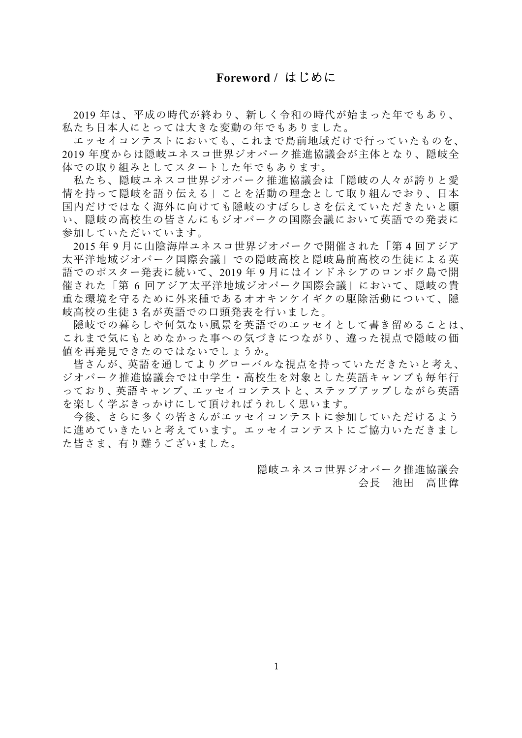## Foreword / はじめに

2019 年は、平成の時代が終わり、新しく令和の時代が始まった年でもあり、私たち日本人にとっては大きな変動の年でもありました。

エッセイコンテストにおいても、これまで島前地域だけで行っていたものを、2019 年度からは隠岐ユネスコ世界ジオパーク推進協議会が主体となり、隠岐全体での取り組みとしてスタートした年でもあります。

私たち、隠岐ユネスコ世界ジオパーク推進協議会は「隠岐の人々が誇りと愛情を持って隠岐を語り伝える」ことを活動の理念として取り組んでおり、日本国内だけではなく海外に向けても隠岐のすばらしさを伝えていただきたいと願い、隠岐の高校生の皆さんにもジオパークの国際会議において英語での発表に参加していただいています。

2015 年 9 月に山陰海岸ユネスコ世界ジオパークで開催された「第 4 回アジア太平洋地域ジオパーク国際会議」での隠岐高校と隠岐島前高校の生徒による英語でのポスター発表に続いて、2019 年 9 月にはインドネシアのロンボク島で開催された「第 6 回アジア太平洋地域ジオパーク国際会議」において、隠岐の貴重な環境を守るために外来種であるオオキンケイギクの駆除活動について、隠岐高校の生徒 3 名が英語での口頭発表を行いました。

隠岐での暮らしや何気ない風景を英語でのエッセイとして書き留めることは、これまで気にもとめなかった事への気づきにつながり、違った視点で隠岐の価値を再発見できたのではないでしょうか。

皆さんが、英語を通してよりグローバルな視点を持っていただきたいと考え、ジオパーク推進協議会では中学生・高校生を対象とした英語キャンプも毎年行っており、英語キャンプ、エッセイコンテストと、ステップアップしながら英語を楽しく学ぶきっかけにして頂ければうれしく思います。

今後、さらに多くの皆さんがエッセイコンテストに参加していただけるように進めていきたいと考えています。エッセイコンテストにご協力いただきました皆さま、有り難うございました。

隠岐ユネスコ世界ジオパーク推進協議会
会長　池田　高世偉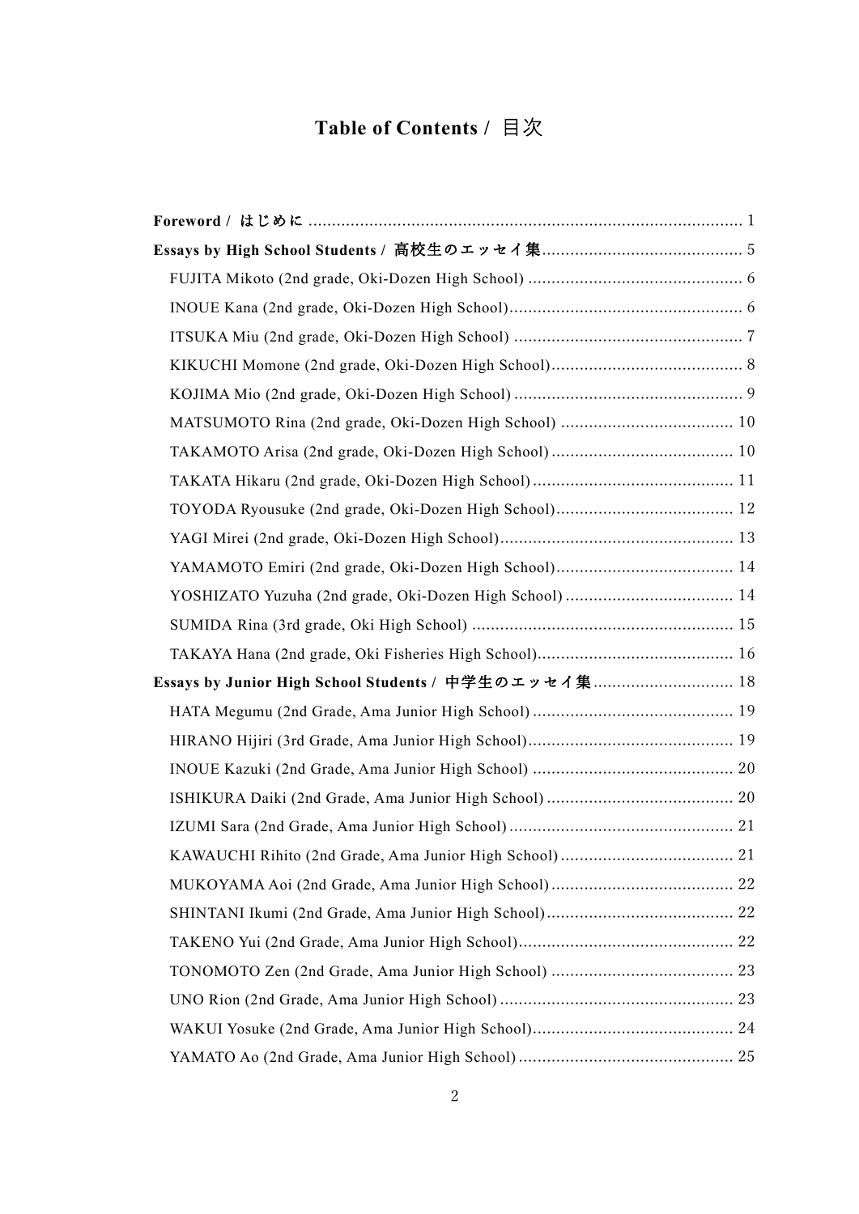# Table of Contents / 目次

**Foreword / はじめに** ........................................................................................... 1

**Essays by High School Students / 高校生のエッセイ集** ........................................... 5

- FUJITA Mikoto (2nd grade, Oki-Dozen High School) ............................................. 6
- INOUE Kana (2nd grade, Oki-Dozen High School) ................................................. 6
- ITSUKA Miu (2nd grade, Oki-Dozen High School) ................................................ 7
- KIKUCHI Momone (2nd grade, Oki-Dozen High School) ........................................ 8
- KOJIMA Mio (2nd grade, Oki-Dozen High School) ................................................ 9
- MATSUMOTO Rina (2nd grade, Oki-Dozen High School) ..................................... 10
- TAKAMOTO Arisa (2nd grade, Oki-Dozen High School) ....................................... 10
- TAKATA Hikaru (2nd grade, Oki-Dozen High School) ........................................... 11
- TOYODA Ryousuke (2nd grade, Oki-Dozen High School) ...................................... 12
- YAGI Mirei (2nd grade, Oki-Dozen High School) .................................................. 13
- YAMAMOTO Emiri (2nd grade, Oki-Dozen High School) ...................................... 14
- YOSHIZATO Yuzuha (2nd grade, Oki-Dozen High School) .................................... 14
- SUMIDA Rina (3rd grade, Oki High School) ........................................................ 15
- TAKAYA Hana (2nd grade, Oki Fisheries High School) .......................................... 16

**Essays by Junior High School Students / 中学生のエッセイ集** ............................. 18

- HATA Megumu (2nd Grade, Ama Junior High School) ........................................... 19
- HIRANO Hijiri (3rd Grade, Ama Junior High School) ............................................ 19
- INOUE Kazuki (2nd Grade, Ama Junior High School) ........................................... 20
- ISHIKURA Daiki (2nd Grade, Ama Junior High School) ........................................ 20
- IZUMI Sara (2nd Grade, Ama Junior High School) ................................................ 21
- KAWAUCHI Rihito (2nd Grade, Ama Junior High School) ..................................... 21
- MUKOYAMA Aoi (2nd Grade, Ama Junior High School) ....................................... 22
- SHINTANI Ikumi (2nd Grade, Ama Junior High School) ........................................ 22
- TAKENO Yui (2nd Grade, Ama Junior High School) .............................................. 22
- TONOMOTO Zen (2nd Grade, Ama Junior High School) ....................................... 23
- UNO Rion (2nd Grade, Ama Junior High School) .................................................. 23
- WAKUI Yosuke (2nd Grade, Ama Junior High School) ........................................... 24
- YAMATO Ao (2nd Grade, Ama Junior High School) .............................................. 25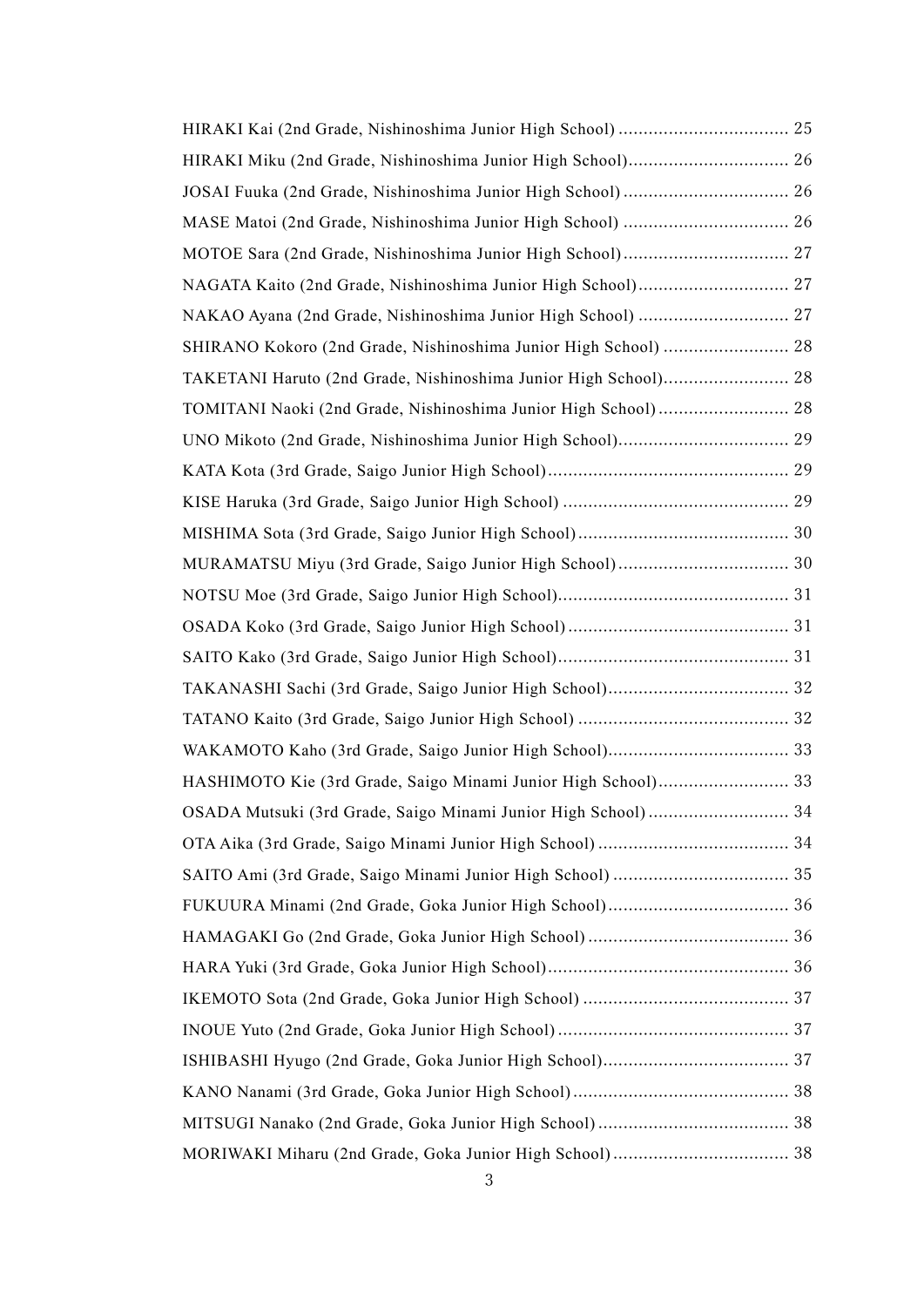HIRAKI Kai (2nd Grade, Nishinoshima Junior High School) .................................. 25

HIRAKI Miku (2nd Grade, Nishinoshima Junior High School)................................ 26

JOSAI Fuuka (2nd Grade, Nishinoshima Junior High School) ................................. 26

MASE Matoi (2nd Grade, Nishinoshima Junior High School) ................................. 26

MOTOE Sara (2nd Grade, Nishinoshima Junior High School)................................. 27

NAGATA Kaito (2nd Grade, Nishinoshima Junior High School).............................. 27

NAKAO Ayana (2nd Grade, Nishinoshima Junior High School) .............................. 27

SHIRANO Kokoro (2nd Grade, Nishinoshima Junior High School) ......................... 28

TAKETANI Haruto (2nd Grade, Nishinoshima Junior High School)......................... 28

TOMITANI Naoki (2nd Grade, Nishinoshima Junior High School).......................... 28

UNO Mikoto (2nd Grade, Nishinoshima Junior High School).................................. 29

KATA Kota (3rd Grade, Saigo Junior High School)................................................ 29

KISE Haruka (3rd Grade, Saigo Junior High School) ............................................. 29

MISHIMA Sota (3rd Grade, Saigo Junior High School).......................................... 30

MURAMATSU Miyu (3rd Grade, Saigo Junior High School).................................. 30

NOTSU Moe (3rd Grade, Saigo Junior High School)............................................. 31

OSADA Koko (3rd Grade, Saigo Junior High School)............................................ 31

SAITO Kako (3rd Grade, Saigo Junior High School)............................................. 31

TAKANASHI Sachi (3rd Grade, Saigo Junior High School).................................... 32

TATANO Kaito (3rd Grade, Saigo Junior High School) .......................................... 32

WAKAMOTO Kaho (3rd Grade, Saigo Junior High School).................................... 33

HASHIMOTO Kie (3rd Grade, Saigo Minami Junior High School).......................... 33

OSADA Mutsuki (3rd Grade, Saigo Minami Junior High School) ............................ 34

OTA Aika (3rd Grade, Saigo Minami Junior High School) ...................................... 34

SAITO Ami (3rd Grade, Saigo Minami Junior High School) ................................... 35

FUKUURA Minami (2nd Grade, Goka Junior High School).................................... 36

HAMAGAKI Go (2nd Grade, Goka Junior High School) ........................................ 36

HARA Yuki (3rd Grade, Goka Junior High School)................................................ 36

IKEMOTO Sota (2nd Grade, Goka Junior High School) ......................................... 37

INOUE Yuto (2nd Grade, Goka Junior High School) .............................................. 37

ISHIBASHI Hyugo (2nd Grade, Goka Junior High School)..................................... 37

KANO Nanami (3rd Grade, Goka Junior High School)........................................... 38

MITSUGI Nanako (2nd Grade, Goka Junior High School)...................................... 38

MORIWAKI Miharu (2nd Grade, Goka Junior High School)................................... 38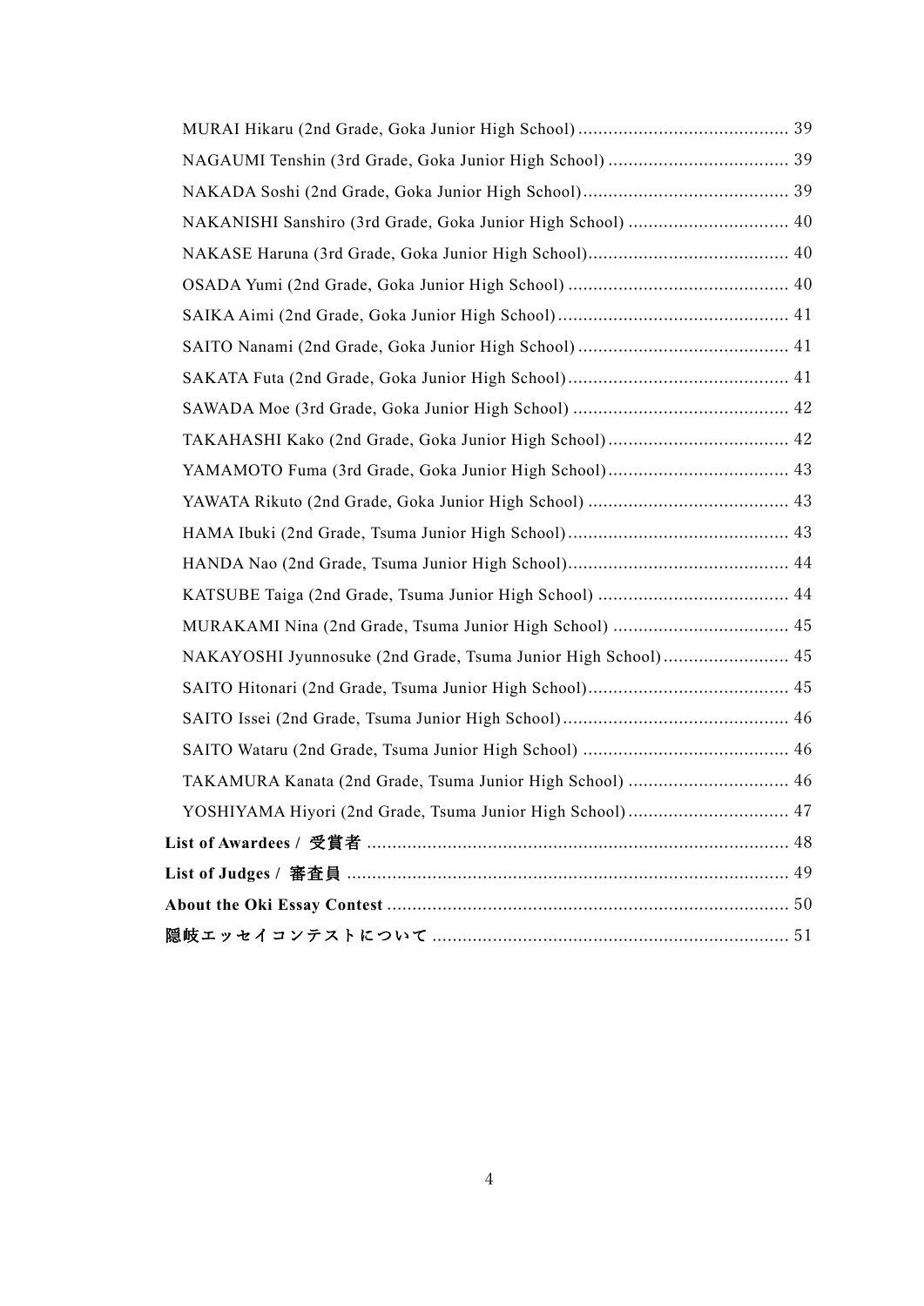MURAI Hikaru (2nd Grade, Goka Junior High School) .......................................... 39

NAGAUMI Tenshin (3rd Grade, Goka Junior High School) .................................... 39

NAKADA Soshi (2nd Grade, Goka Junior High School)......................................... 39

NAKANISHI Sanshiro (3rd Grade, Goka Junior High School) ................................ 40

NAKASE Haruna (3rd Grade, Goka Junior High School)........................................ 40

OSADA Yumi (2nd Grade, Goka Junior High School) ............................................ 40

SAIKA Aimi (2nd Grade, Goka Junior High School).............................................. 41

SAITO Nanami (2nd Grade, Goka Junior High School) .......................................... 41

SAKATA Futa (2nd Grade, Goka Junior High School)............................................ 41

SAWADA Moe (3rd Grade, Goka Junior High School) ........................................... 42

TAKAHASHI Kako (2nd Grade, Goka Junior High School).................................... 42

YAMAMOTO Fuma (3rd Grade, Goka Junior High School).................................... 43

YAWATA Rikuto (2nd Grade, Goka Junior High School) ........................................ 43

HAMA Ibuki (2nd Grade, Tsuma Junior High School)............................................ 43

HANDA Nao (2nd Grade, Tsuma Junior High School)............................................ 44

KATSUBE Taiga (2nd Grade, Tsuma Junior High School) ...................................... 44

MURAKAMI Nina (2nd Grade, Tsuma Junior High School) ................................... 45

NAKAYOSHI Jyunnosuke (2nd Grade, Tsuma Junior High School)......................... 45

SAITO Hitonari (2nd Grade, Tsuma Junior High School)........................................ 45

SAITO Issei (2nd Grade, Tsuma Junior High School)............................................. 46

SAITO Wataru (2nd Grade, Tsuma Junior High School) ......................................... 46

TAKAMURA Kanata (2nd Grade, Tsuma Junior High School) ................................ 46

YOSHIYAMA Hiyori (2nd Grade, Tsuma Junior High School)................................ 47

**List of Awardees / 受賞者** .................................................................................... 48

**List of Judges / 審査員** ........................................................................................ 49

**About the Oki Essay Contest** ................................................................................ 50

**隠岐エッセイコンテストについて** ....................................................................... 51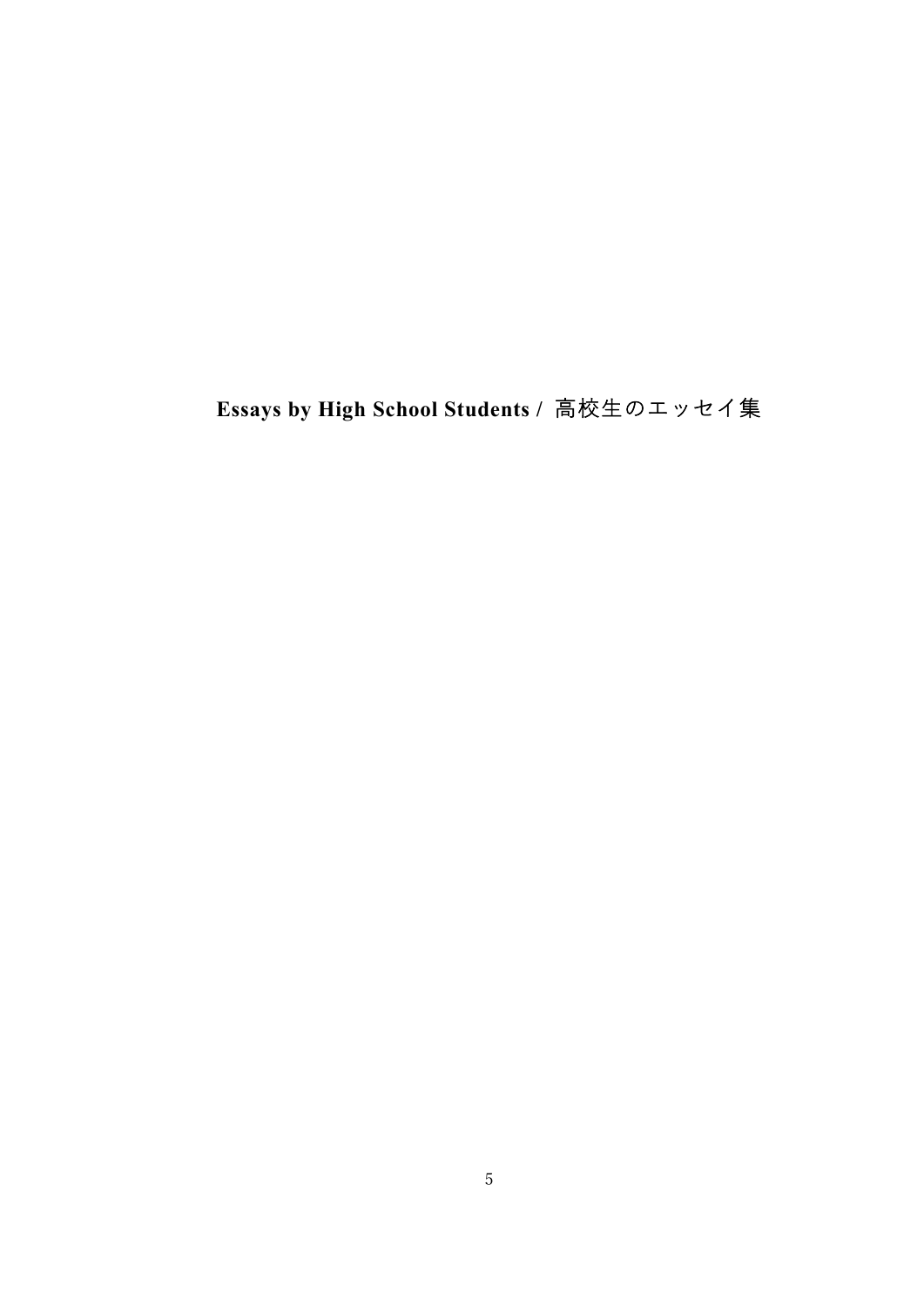# **Essays by High School Students /** 高校生のエッセイ集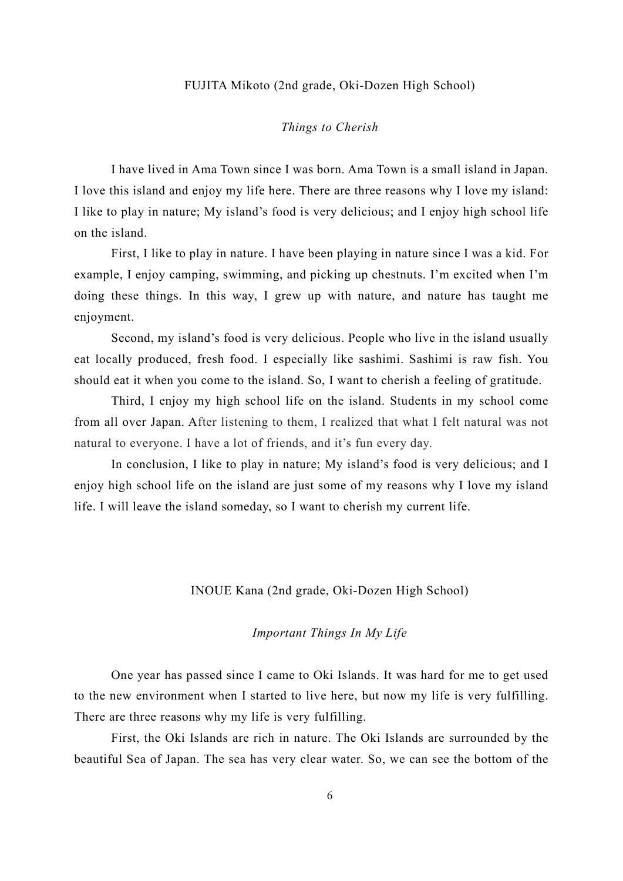FUJITA Mikoto (2nd grade, Oki-Dozen High School)

*Things to Cherish*

I have lived in Ama Town since I was born. Ama Town is a small island in Japan. I love this island and enjoy my life here. There are three reasons why I love my island: I like to play in nature; My island's food is very delicious; and I enjoy high school life on the island.

First, I like to play in nature. I have been playing in nature since I was a kid. For example, I enjoy camping, swimming, and picking up chestnuts. I'm excited when I'm doing these things. In this way, I grew up with nature, and nature has taught me enjoyment.

Second, my island's food is very delicious. People who live in the island usually eat locally produced, fresh food. I especially like sashimi. Sashimi is raw fish. You should eat it when you come to the island. So, I want to cherish a feeling of gratitude.

Third, I enjoy my high school life on the island. Students in my school come from all over Japan. After listening to them, I realized that what I felt natural was not natural to everyone. I have a lot of friends, and it's fun every day.

In conclusion, I like to play in nature; My island's food is very delicious; and I enjoy high school life on the island are just some of my reasons why I love my island life. I will leave the island someday, so I want to cherish my current life.

INOUE Kana (2nd grade, Oki-Dozen High School)

*Important Things In My Life*

One year has passed since I came to Oki Islands. It was hard for me to get used to the new environment when I started to live here, but now my life is very fulfilling. There are three reasons why my life is very fulfilling.

First, the Oki Islands are rich in nature. The Oki Islands are surrounded by the beautiful Sea of Japan. The sea has very clear water. So, we can see the bottom of the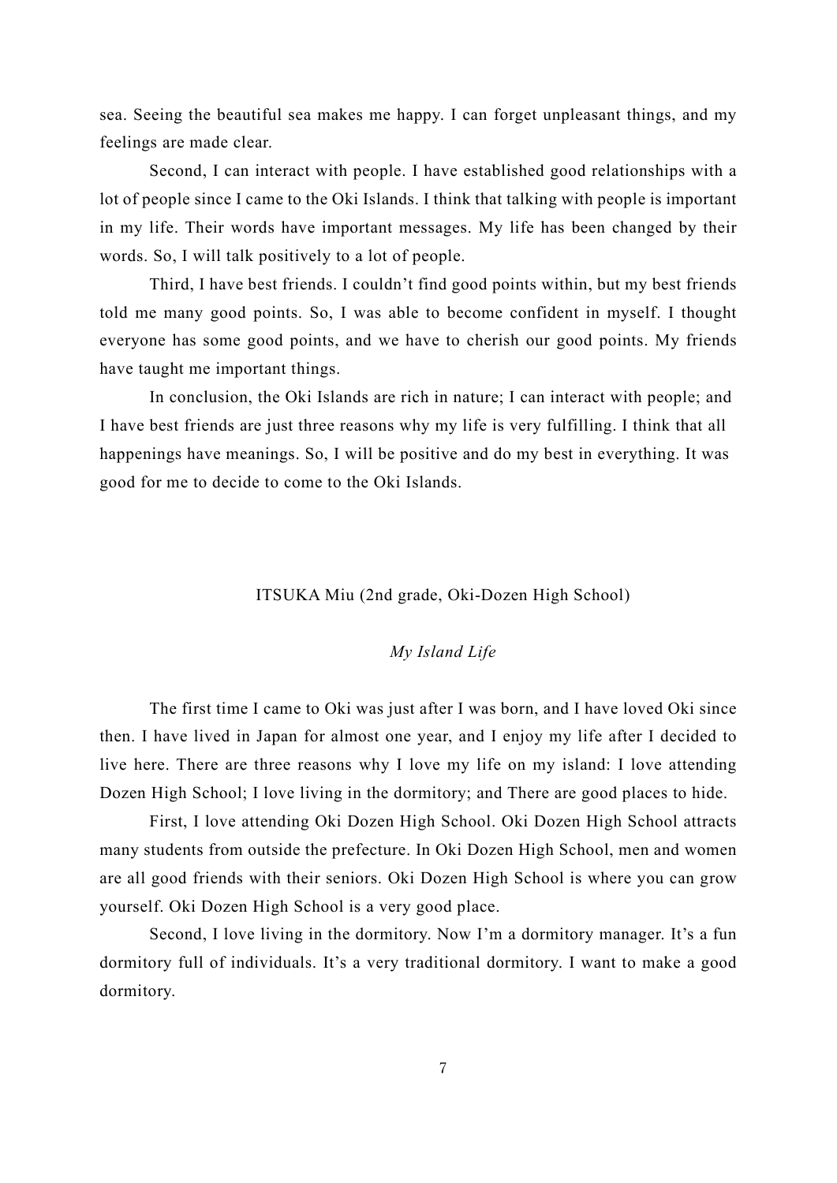sea. Seeing the beautiful sea makes me happy. I can forget unpleasant things, and my feelings are made clear.

Second, I can interact with people. I have established good relationships with a lot of people since I came to the Oki Islands. I think that talking with people is important in my life. Their words have important messages. My life has been changed by their words. So, I will talk positively to a lot of people.

Third, I have best friends. I couldn't find good points within, but my best friends told me many good points. So, I was able to become confident in myself. I thought everyone has some good points, and we have to cherish our good points. My friends have taught me important things.

In conclusion, the Oki Islands are rich in nature; I can interact with people; and I have best friends are just three reasons why my life is very fulfilling. I think that all happenings have meanings. So, I will be positive and do my best in everything. It was good for me to decide to come to the Oki Islands.

ITSUKA Miu (2nd grade, Oki-Dozen High School)

*My Island Life*

The first time I came to Oki was just after I was born, and I have loved Oki since then. I have lived in Japan for almost one year, and I enjoy my life after I decided to live here. There are three reasons why I love my life on my island: I love attending Dozen High School; I love living in the dormitory; and There are good places to hide.

First, I love attending Oki Dozen High School. Oki Dozen High School attracts many students from outside the prefecture. In Oki Dozen High School, men and women are all good friends with their seniors. Oki Dozen High School is where you can grow yourself. Oki Dozen High School is a very good place.

Second, I love living in the dormitory. Now I'm a dormitory manager. It's a fun dormitory full of individuals. It's a very traditional dormitory. I want to make a good dormitory.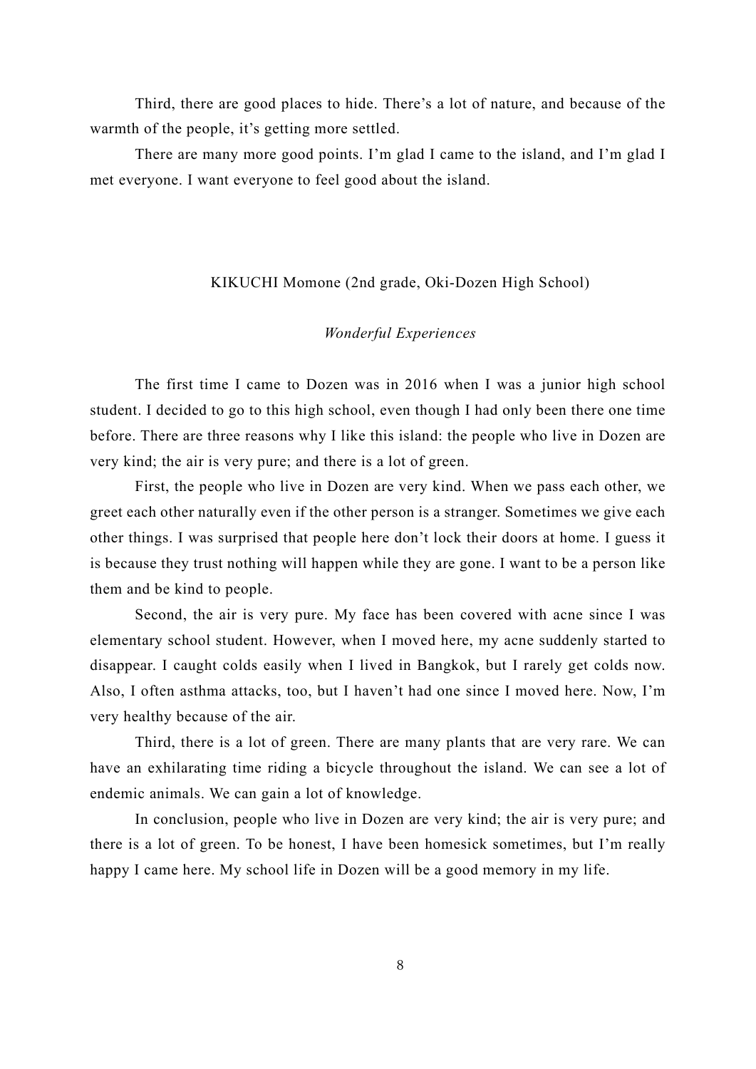Third, there are good places to hide. There's a lot of nature, and because of the warmth of the people, it's getting more settled.

There are many more good points. I'm glad I came to the island, and I'm glad I met everyone. I want everyone to feel good about the island.

KIKUCHI Momone (2nd grade, Oki-Dozen High School)

*Wonderful Experiences*

The first time I came to Dozen was in 2016 when I was a junior high school student. I decided to go to this high school, even though I had only been there one time before. There are three reasons why I like this island: the people who live in Dozen are very kind; the air is very pure; and there is a lot of green.

First, the people who live in Dozen are very kind. When we pass each other, we greet each other naturally even if the other person is a stranger. Sometimes we give each other things. I was surprised that people here don't lock their doors at home. I guess it is because they trust nothing will happen while they are gone. I want to be a person like them and be kind to people.

Second, the air is very pure. My face has been covered with acne since I was elementary school student. However, when I moved here, my acne suddenly started to disappear. I caught colds easily when I lived in Bangkok, but I rarely get colds now. Also, I often asthma attacks, too, but I haven't had one since I moved here. Now, I'm very healthy because of the air.

Third, there is a lot of green. There are many plants that are very rare. We can have an exhilarating time riding a bicycle throughout the island. We can see a lot of endemic animals. We can gain a lot of knowledge.

In conclusion, people who live in Dozen are very kind; the air is very pure; and there is a lot of green. To be honest, I have been homesick sometimes, but I'm really happy I came here. My school life in Dozen will be a good memory in my life.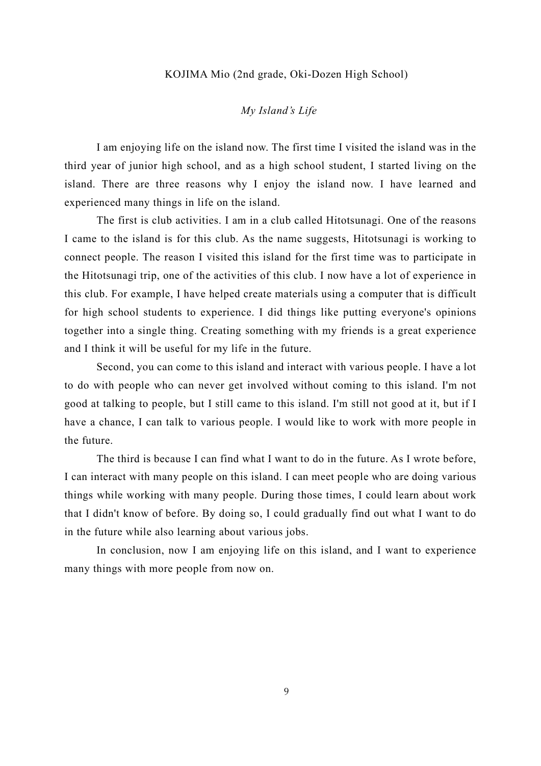KOJIMA Mio (2nd grade, Oki-Dozen High School)

*My Island's Life*

I am enjoying life on the island now. The first time I visited the island was in the third year of junior high school, and as a high school student, I started living on the island. There are three reasons why I enjoy the island now. I have learned and experienced many things in life on the island.

The first is club activities. I am in a club called Hitotsunagi. One of the reasons I came to the island is for this club. As the name suggests, Hitotsunagi is working to connect people. The reason I visited this island for the first time was to participate in the Hitotsunagi trip, one of the activities of this club. I now have a lot of experience in this club. For example, I have helped create materials using a computer that is difficult for high school students to experience. I did things like putting everyone's opinions together into a single thing. Creating something with my friends is a great experience and I think it will be useful for my life in the future.

Second, you can come to this island and interact with various people. I have a lot to do with people who can never get involved without coming to this island. I'm not good at talking to people, but I still came to this island. I'm still not good at it, but if I have a chance, I can talk to various people. I would like to work with more people in the future.

The third is because I can find what I want to do in the future. As I wrote before, I can interact with many people on this island. I can meet people who are doing various things while working with many people. During those times, I could learn about work that I didn't know of before. By doing so, I could gradually find out what I want to do in the future while also learning about various jobs.

In conclusion, now I am enjoying life on this island, and I want to experience many things with more people from now on.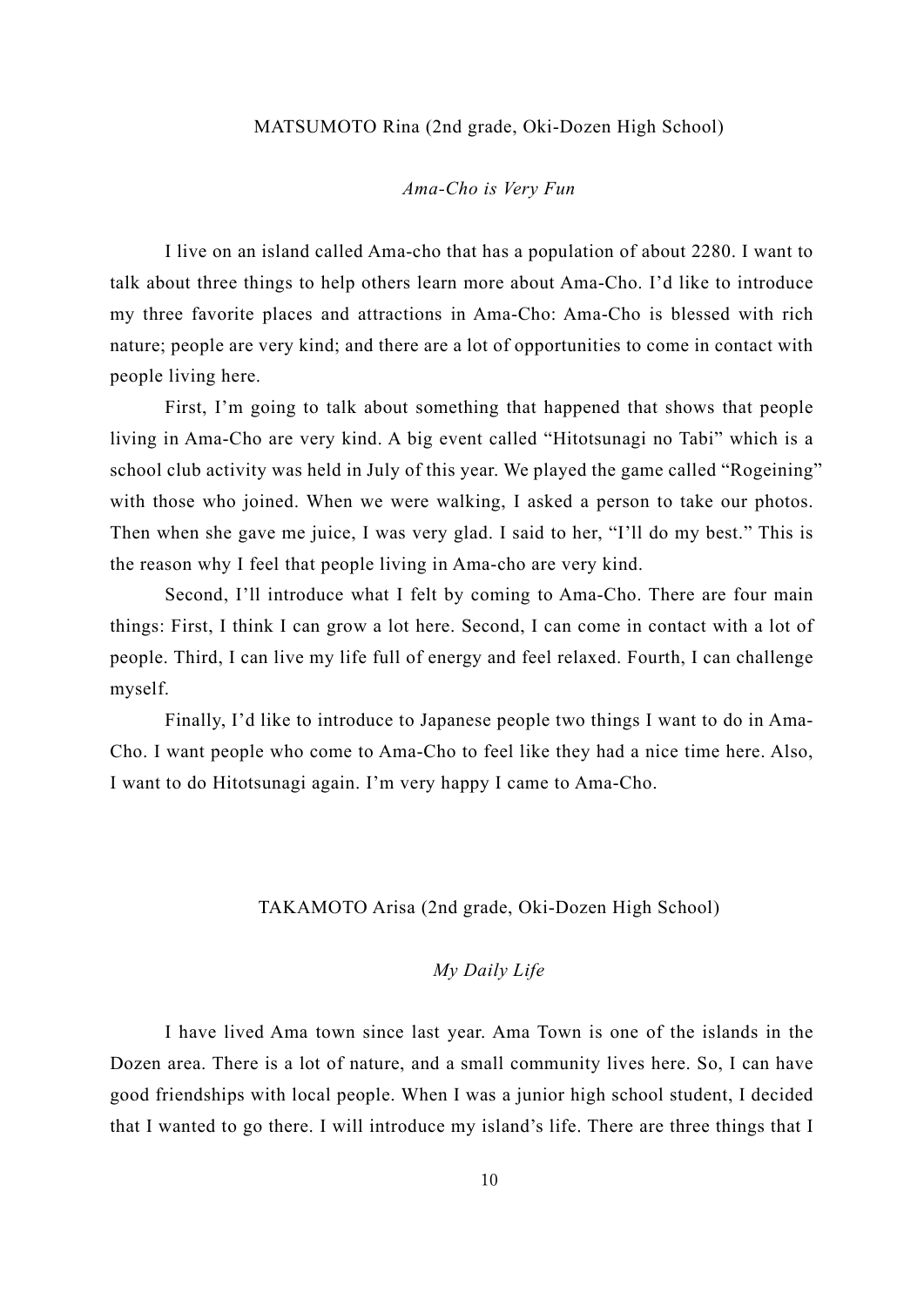MATSUMOTO Rina (2nd grade, Oki-Dozen High School)

*Ama-Cho is Very Fun*

I live on an island called Ama-cho that has a population of about 2280. I want to talk about three things to help others learn more about Ama-Cho. I'd like to introduce my three favorite places and attractions in Ama-Cho: Ama-Cho is blessed with rich nature; people are very kind; and there are a lot of opportunities to come in contact with people living here.

First, I'm going to talk about something that happened that shows that people living in Ama-Cho are very kind. A big event called "Hitotsunagi no Tabi" which is a school club activity was held in July of this year. We played the game called "Rogeining" with those who joined. When we were walking, I asked a person to take our photos. Then when she gave me juice, I was very glad. I said to her, "I'll do my best." This is the reason why I feel that people living in Ama-cho are very kind.

Second, I'll introduce what I felt by coming to Ama-Cho. There are four main things: First, I think I can grow a lot here. Second, I can come in contact with a lot of people. Third, I can live my life full of energy and feel relaxed. Fourth, I can challenge myself.

Finally, I'd like to introduce to Japanese people two things I want to do in Ama-Cho. I want people who come to Ama-Cho to feel like they had a nice time here. Also, I want to do Hitotsunagi again. I'm very happy I came to Ama-Cho.

TAKAMOTO Arisa (2nd grade, Oki-Dozen High School)

*My Daily Life*

I have lived Ama town since last year. Ama Town is one of the islands in the Dozen area. There is a lot of nature, and a small community lives here. So, I can have good friendships with local people. When I was a junior high school student, I decided that I wanted to go there. I will introduce my island's life. There are three things that I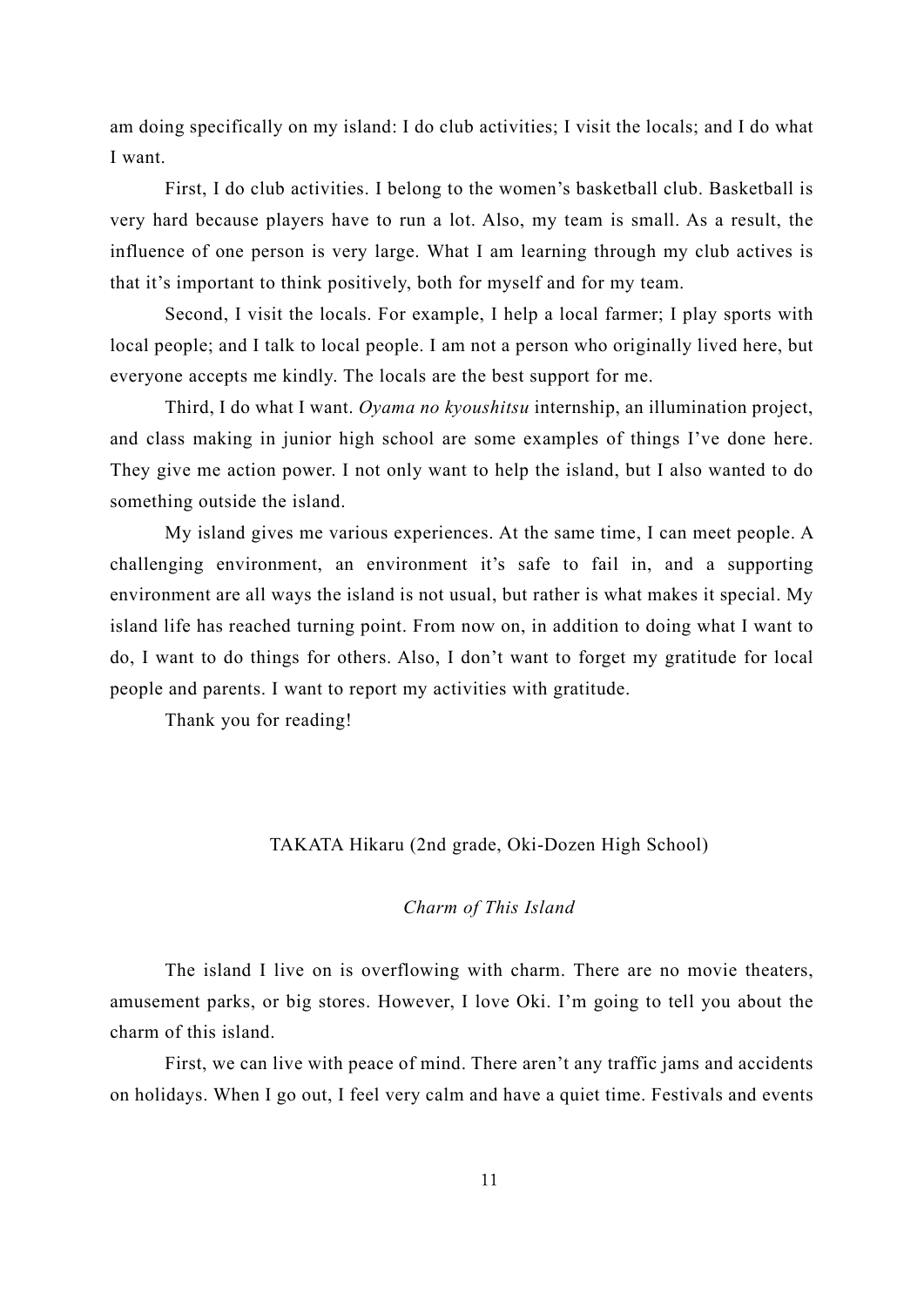am doing specifically on my island: I do club activities; I visit the locals; and I do what I want.

First, I do club activities. I belong to the women's basketball club. Basketball is very hard because players have to run a lot. Also, my team is small. As a result, the influence of one person is very large. What I am learning through my club actives is that it's important to think positively, both for myself and for my team.

Second, I visit the locals. For example, I help a local farmer; I play sports with local people; and I talk to local people. I am not a person who originally lived here, but everyone accepts me kindly. The locals are the best support for me.

Third, I do what I want. *Oyama no kyoushitsu* internship, an illumination project, and class making in junior high school are some examples of things I've done here. They give me action power. I not only want to help the island, but I also wanted to do something outside the island.

My island gives me various experiences. At the same time, I can meet people. A challenging environment, an environment it's safe to fail in, and a supporting environment are all ways the island is not usual, but rather is what makes it special. My island life has reached turning point. From now on, in addition to doing what I want to do, I want to do things for others. Also, I don't want to forget my gratitude for local people and parents. I want to report my activities with gratitude.

Thank you for reading!

TAKATA Hikaru (2nd grade, Oki-Dozen High School)

## *Charm of This Island*

The island I live on is overflowing with charm. There are no movie theaters, amusement parks, or big stores. However, I love Oki. I'm going to tell you about the charm of this island.

First, we can live with peace of mind. There aren't any traffic jams and accidents on holidays. When I go out, I feel very calm and have a quiet time. Festivals and events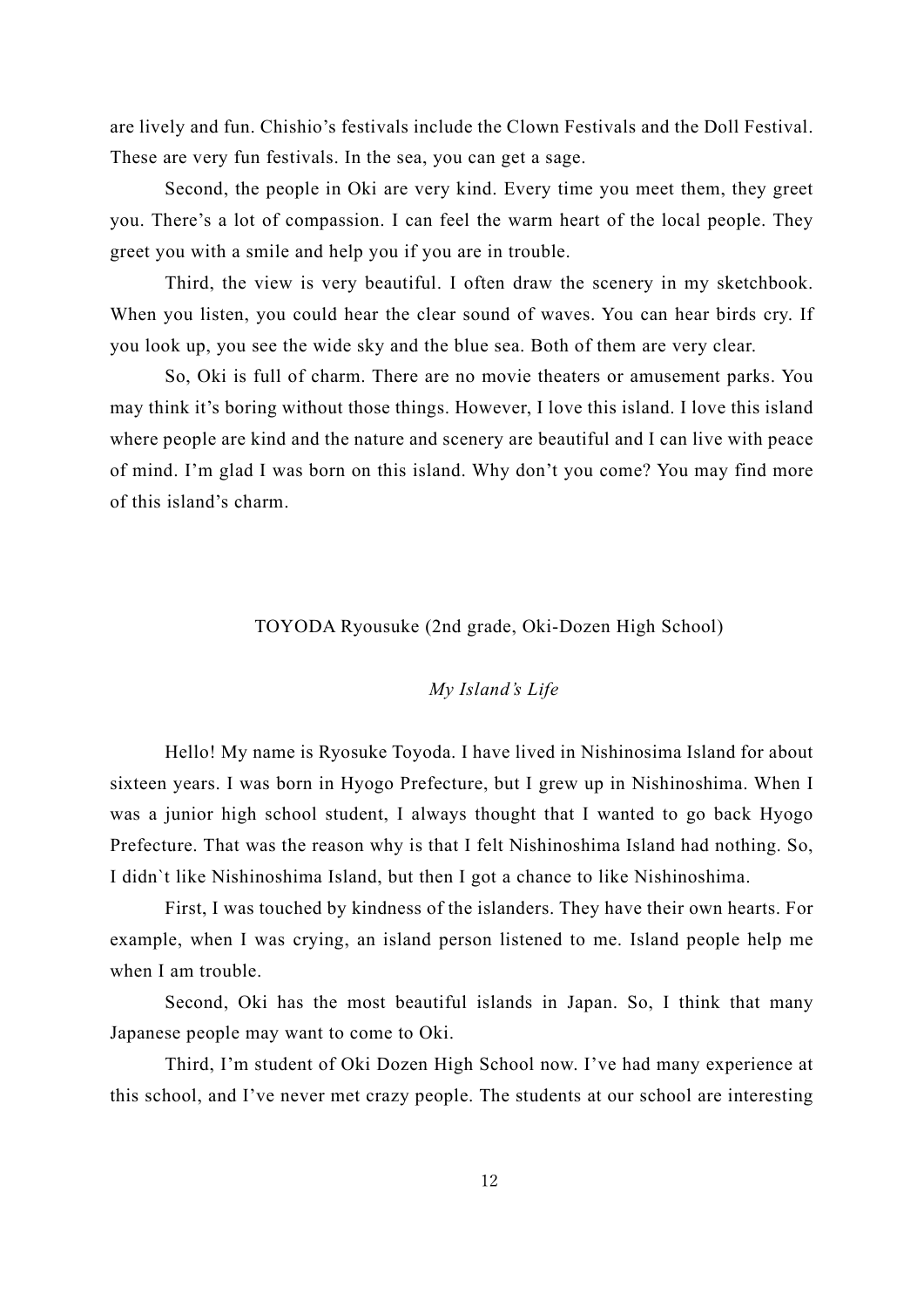are lively and fun. Chishio's festivals include the Clown Festivals and the Doll Festival. These are very fun festivals. In the sea, you can get a sage.

Second, the people in Oki are very kind. Every time you meet them, they greet you. There's a lot of compassion. I can feel the warm heart of the local people. They greet you with a smile and help you if you are in trouble.

Third, the view is very beautiful. I often draw the scenery in my sketchbook. When you listen, you could hear the clear sound of waves. You can hear birds cry. If you look up, you see the wide sky and the blue sea. Both of them are very clear.

So, Oki is full of charm. There are no movie theaters or amusement parks. You may think it's boring without those things. However, I love this island. I love this island where people are kind and the nature and scenery are beautiful and I can live with peace of mind. I'm glad I was born on this island. Why don't you come? You may find more of this island's charm.

TOYODA Ryousuke (2nd grade, Oki-Dozen High School)

## *My Island's Life*

Hello! My name is Ryosuke Toyoda. I have lived in Nishinosima Island for about sixteen years. I was born in Hyogo Prefecture, but I grew up in Nishinoshima. When I was a junior high school student, I always thought that I wanted to go back Hyogo Prefecture. That was the reason why is that I felt Nishinoshima Island had nothing. So, I didn`t like Nishinoshima Island, but then I got a chance to like Nishinoshima.

First, I was touched by kindness of the islanders. They have their own hearts. For example, when I was crying, an island person listened to me. Island people help me when I am trouble.

Second, Oki has the most beautiful islands in Japan. So, I think that many Japanese people may want to come to Oki.

Third, I'm student of Oki Dozen High School now. I've had many experience at this school, and I've never met crazy people. The students at our school are interesting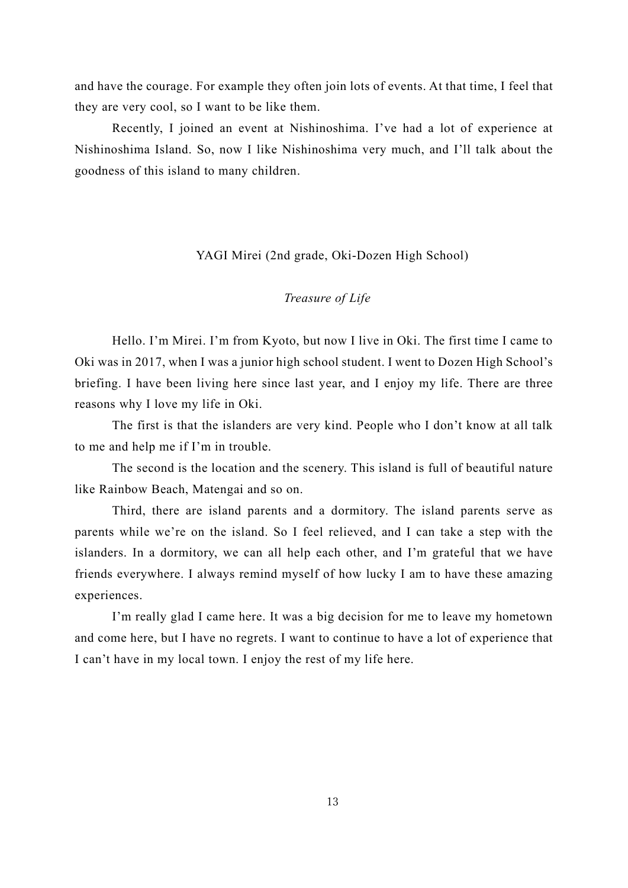and have the courage. For example they often join lots of events. At that time, I feel that they are very cool, so I want to be like them.

Recently, I joined an event at Nishinoshima. I've had a lot of experience at Nishinoshima Island. So, now I like Nishinoshima very much, and I'll talk about the goodness of this island to many children.

YAGI Mirei (2nd grade, Oki-Dozen High School)

### *Treasure of Life*

Hello. I'm Mirei. I'm from Kyoto, but now I live in Oki. The first time I came to Oki was in 2017, when I was a junior high school student. I went to Dozen High School's briefing. I have been living here since last year, and I enjoy my life. There are three reasons why I love my life in Oki.

The first is that the islanders are very kind. People who I don't know at all talk to me and help me if I'm in trouble.

The second is the location and the scenery. This island is full of beautiful nature like Rainbow Beach, Matengai and so on.

Third, there are island parents and a dormitory. The island parents serve as parents while we're on the island. So I feel relieved, and I can take a step with the islanders. In a dormitory, we can all help each other, and I'm grateful that we have friends everywhere. I always remind myself of how lucky I am to have these amazing experiences.

I'm really glad I came here. It was a big decision for me to leave my hometown and come here, but I have no regrets. I want to continue to have a lot of experience that I can't have in my local town. I enjoy the rest of my life here.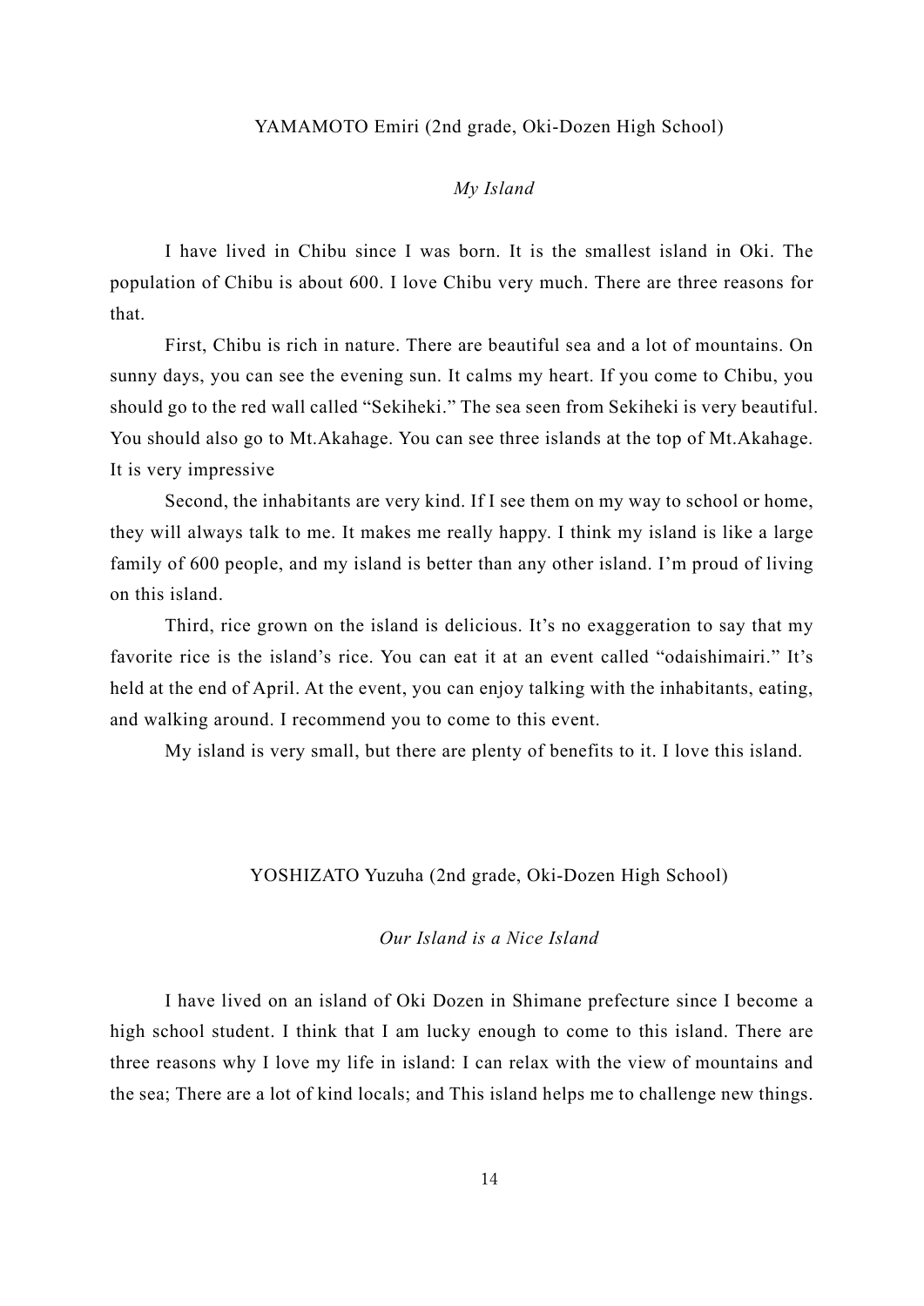YAMAMOTO Emiri (2nd grade, Oki-Dozen High School)

*My Island*

I have lived in Chibu since I was born. It is the smallest island in Oki. The population of Chibu is about 600. I love Chibu very much. There are three reasons for that.

First, Chibu is rich in nature. There are beautiful sea and a lot of mountains. On sunny days, you can see the evening sun. It calms my heart. If you come to Chibu, you should go to the red wall called "Sekiheki." The sea seen from Sekiheki is very beautiful. You should also go to Mt.Akahage. You can see three islands at the top of Mt.Akahage. It is very impressive

Second, the inhabitants are very kind. If I see them on my way to school or home, they will always talk to me. It makes me really happy. I think my island is like a large family of 600 people, and my island is better than any other island. I'm proud of living on this island.

Third, rice grown on the island is delicious. It's no exaggeration to say that my favorite rice is the island's rice. You can eat it at an event called "odaishimairi." It's held at the end of April. At the event, you can enjoy talking with the inhabitants, eating, and walking around. I recommend you to come to this event.

My island is very small, but there are plenty of benefits to it. I love this island.

YOSHIZATO Yuzuha (2nd grade, Oki-Dozen High School)

*Our Island is a Nice Island*

I have lived on an island of Oki Dozen in Shimane prefecture since I become a high school student. I think that I am lucky enough to come to this island. There are three reasons why I love my life in island: I can relax with the view of mountains and the sea; There are a lot of kind locals; and This island helps me to challenge new things.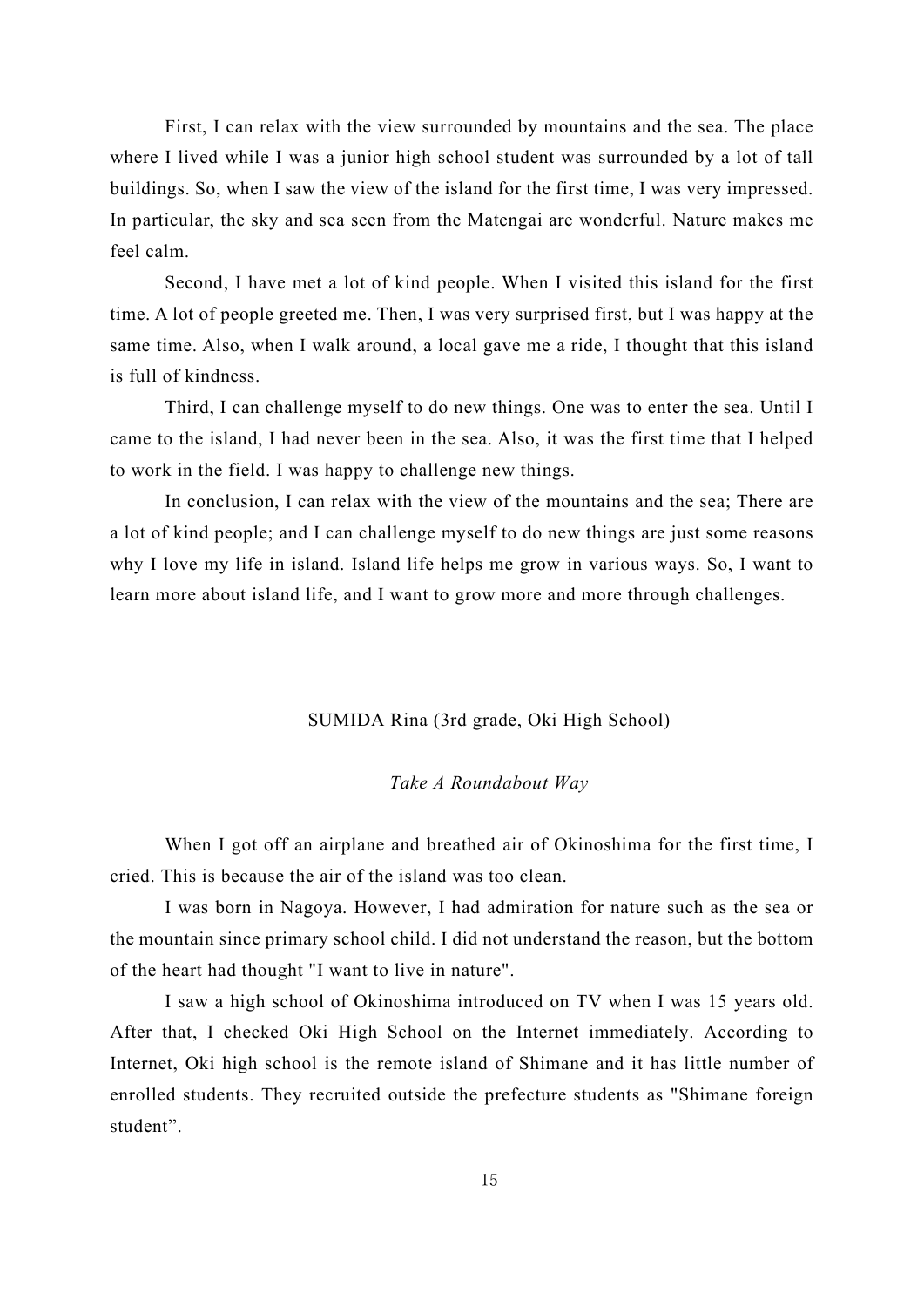First, I can relax with the view surrounded by mountains and the sea. The place where I lived while I was a junior high school student was surrounded by a lot of tall buildings. So, when I saw the view of the island for the first time, I was very impressed. In particular, the sky and sea seen from the Matengai are wonderful. Nature makes me feel calm.

Second, I have met a lot of kind people. When I visited this island for the first time. A lot of people greeted me. Then, I was very surprised first, but I was happy at the same time. Also, when I walk around, a local gave me a ride, I thought that this island is full of kindness.

Third, I can challenge myself to do new things. One was to enter the sea. Until I came to the island, I had never been in the sea. Also, it was the first time that I helped to work in the field. I was happy to challenge new things.

In conclusion, I can relax with the view of the mountains and the sea; There are a lot of kind people; and I can challenge myself to do new things are just some reasons why I love my life in island. Island life helps me grow in various ways. So, I want to learn more about island life, and I want to grow more and more through challenges.

SUMIDA Rina (3rd grade, Oki High School)

*Take A Roundabout Way*

When I got off an airplane and breathed air of Okinoshima for the first time, I cried. This is because the air of the island was too clean.

I was born in Nagoya. However, I had admiration for nature such as the sea or the mountain since primary school child. I did not understand the reason, but the bottom of the heart had thought "I want to live in nature".

I saw a high school of Okinoshima introduced on TV when I was 15 years old. After that, I checked Oki High School on the Internet immediately. According to Internet, Oki high school is the remote island of Shimane and it has little number of enrolled students. They recruited outside the prefecture students as "Shimane foreign student”.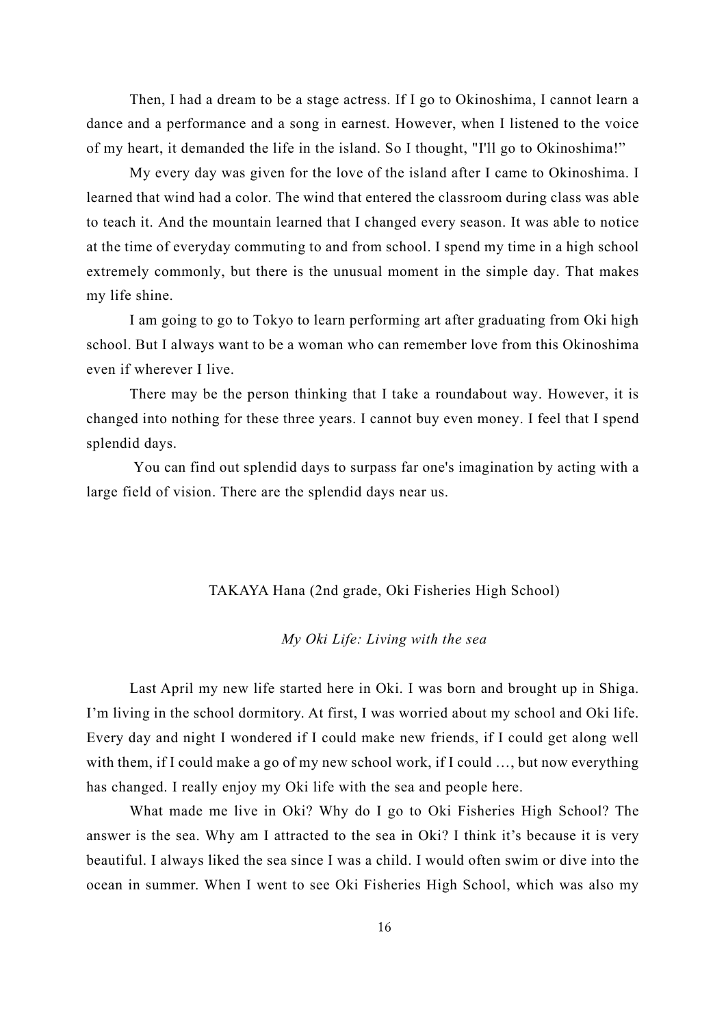Then, I had a dream to be a stage actress. If I go to Okinoshima, I cannot learn a dance and a performance and a song in earnest. However, when I listened to the voice of my heart, it demanded the life in the island. So I thought, "I'll go to Okinoshima!"

My every day was given for the love of the island after I came to Okinoshima. I learned that wind had a color. The wind that entered the classroom during class was able to teach it. And the mountain learned that I changed every season. It was able to notice at the time of everyday commuting to and from school. I spend my time in a high school extremely commonly, but there is the unusual moment in the simple day. That makes my life shine.

I am going to go to Tokyo to learn performing art after graduating from Oki high school. But I always want to be a woman who can remember love from this Okinoshima even if wherever I live.

There may be the person thinking that I take a roundabout way. However, it is changed into nothing for these three years. I cannot buy even money. I feel that I spend splendid days.

You can find out splendid days to surpass far one's imagination by acting with a large field of vision. There are the splendid days near us.

TAKAYA Hana (2nd grade, Oki Fisheries High School)

*My Oki Life: Living with the sea*

Last April my new life started here in Oki. I was born and brought up in Shiga. I'm living in the school dormitory. At first, I was worried about my school and Oki life. Every day and night I wondered if I could make new friends, if I could get along well with them, if I could make a go of my new school work, if I could …, but now everything has changed. I really enjoy my Oki life with the sea and people here.

What made me live in Oki? Why do I go to Oki Fisheries High School? The answer is the sea. Why am I attracted to the sea in Oki? I think it's because it is very beautiful. I always liked the sea since I was a child. I would often swim or dive into the ocean in summer. When I went to see Oki Fisheries High School, which was also my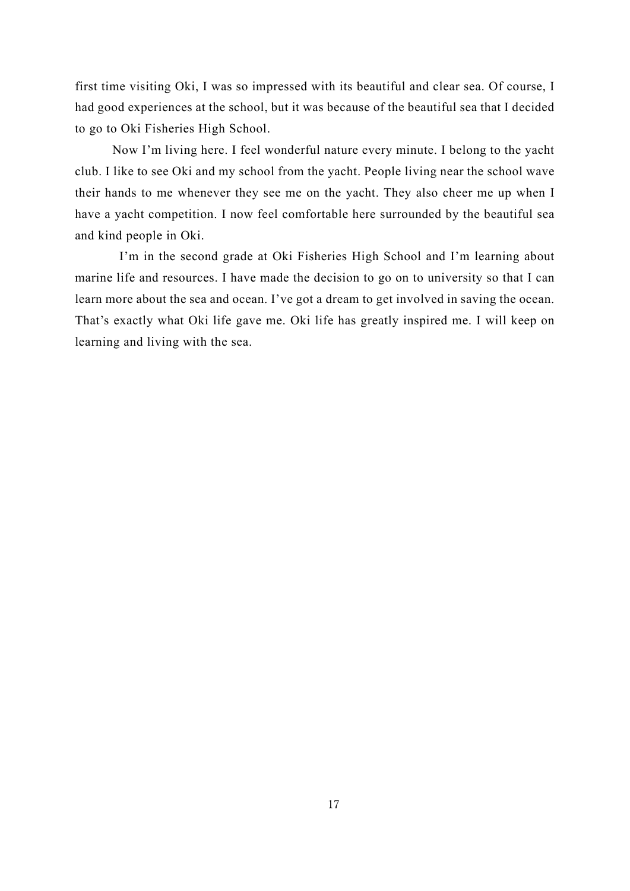first time visiting Oki, I was so impressed with its beautiful and clear sea. Of course, I had good experiences at the school, but it was because of the beautiful sea that I decided to go to Oki Fisheries High School.

Now I'm living here. I feel wonderful nature every minute. I belong to the yacht club. I like to see Oki and my school from the yacht. People living near the school wave their hands to me whenever they see me on the yacht. They also cheer me up when I have a yacht competition. I now feel comfortable here surrounded by the beautiful sea and kind people in Oki.

I'm in the second grade at Oki Fisheries High School and I'm learning about marine life and resources. I have made the decision to go on to university so that I can learn more about the sea and ocean. I've got a dream to get involved in saving the ocean. That's exactly what Oki life gave me. Oki life has greatly inspired me. I will keep on learning and living with the sea.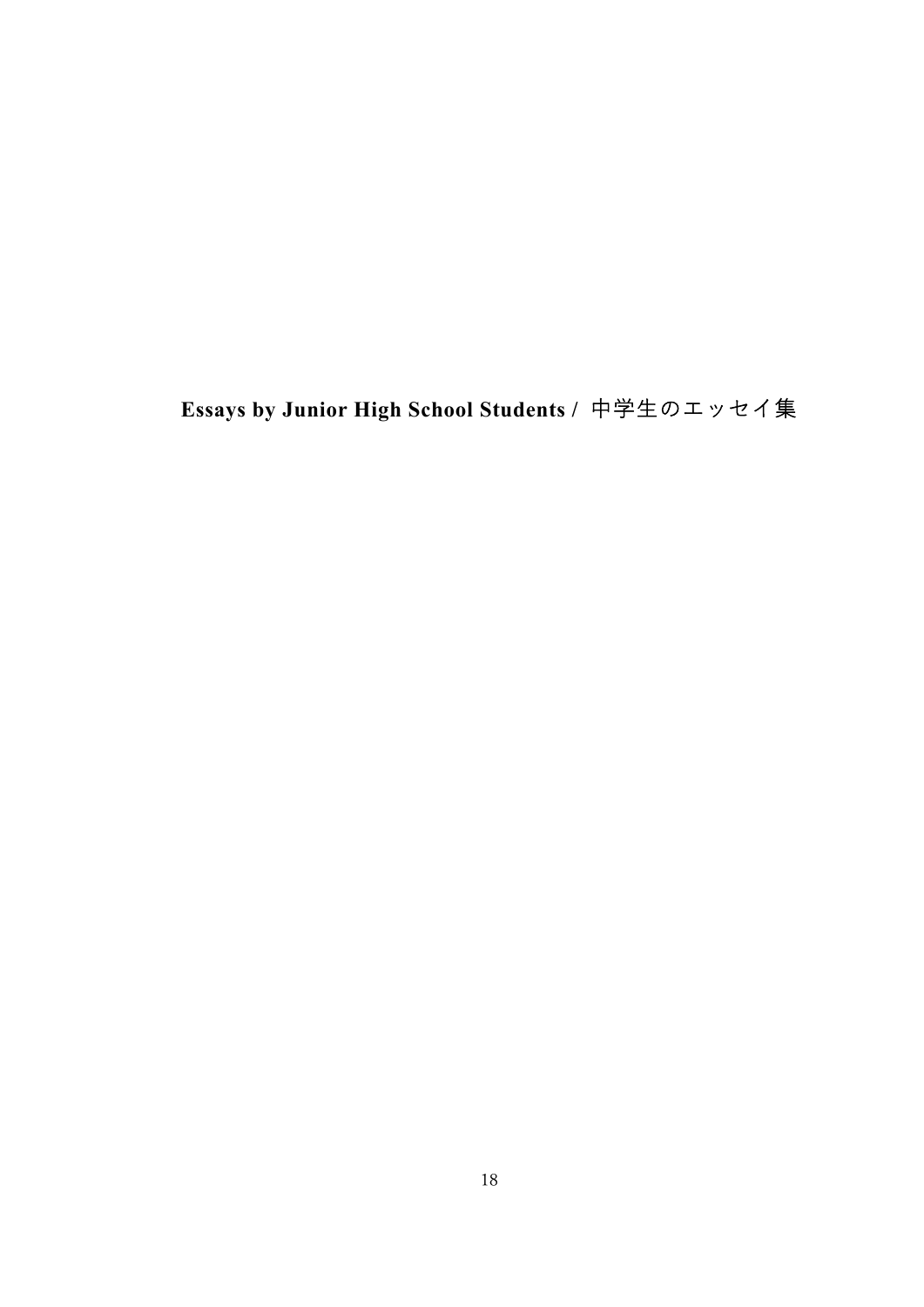# Essays by Junior High School Students / 中学生のエッセイ集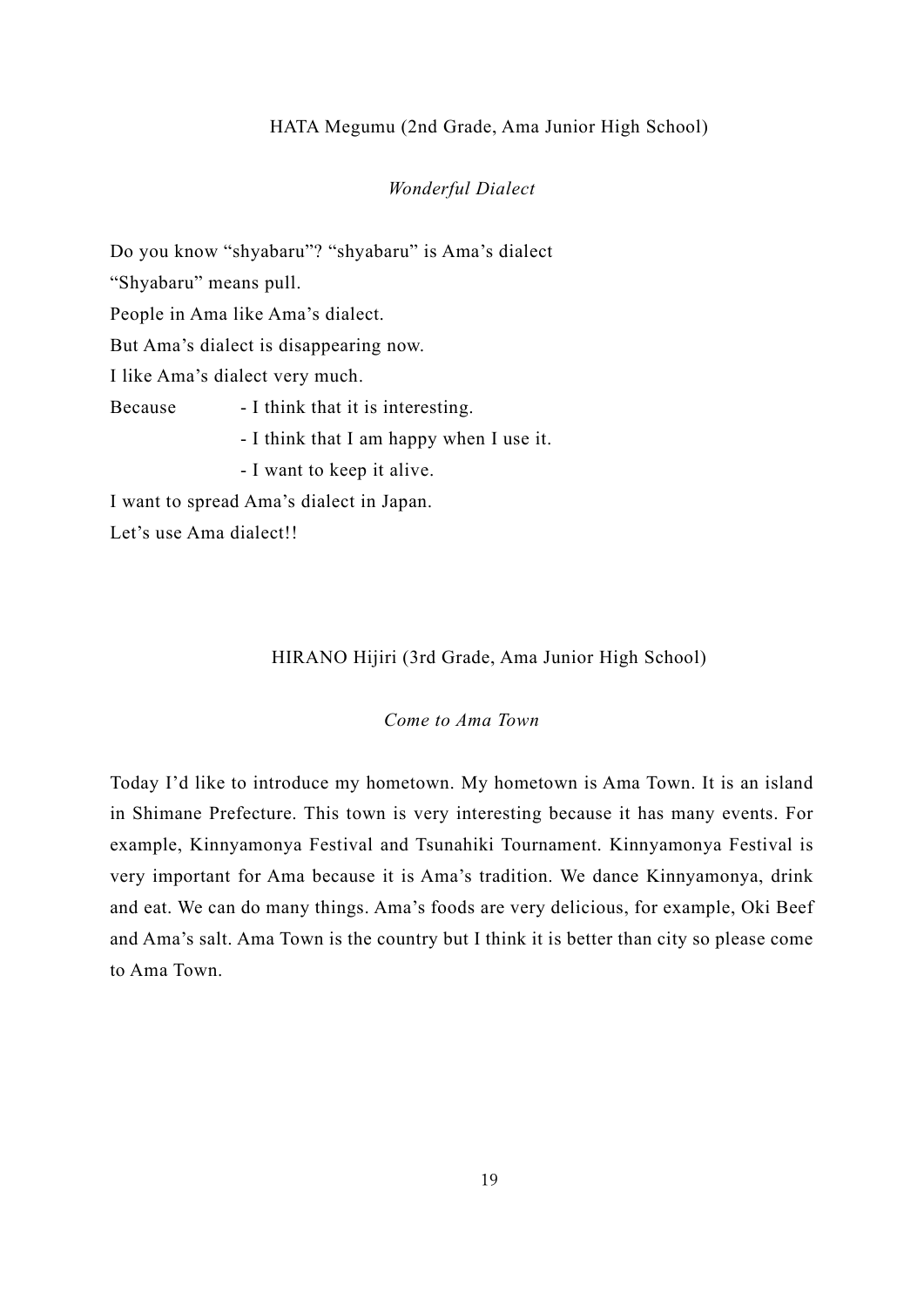HATA Megumu (2nd Grade, Ama Junior High School)

*Wonderful Dialect*

Do you know “shyabaru”? “shyabaru” is Ama’s dialect

“Shyabaru” means pull.

People in Ama like Ama’s dialect.

But Ama’s dialect is disappearing now.

I like Ama’s dialect very much.

Because
- I think that it is interesting.
- I think that I am happy when I use it.
- I want to keep it alive.

I want to spread Ama’s dialect in Japan.

Let’s use Ama dialect!!

HIRANO Hijiri (3rd Grade, Ama Junior High School)

*Come to Ama Town*

Today I’d like to introduce my hometown. My hometown is Ama Town. It is an island in Shimane Prefecture. This town is very interesting because it has many events. For example, Kinnyamonya Festival and Tsunahiki Tournament. Kinnyamonya Festival is very important for Ama because it is Ama’s tradition. We dance Kinnyamonya, drink and eat. We can do many things. Ama’s foods are very delicious, for example, Oki Beef and Ama’s salt. Ama Town is the country but I think it is better than city so please come to Ama Town.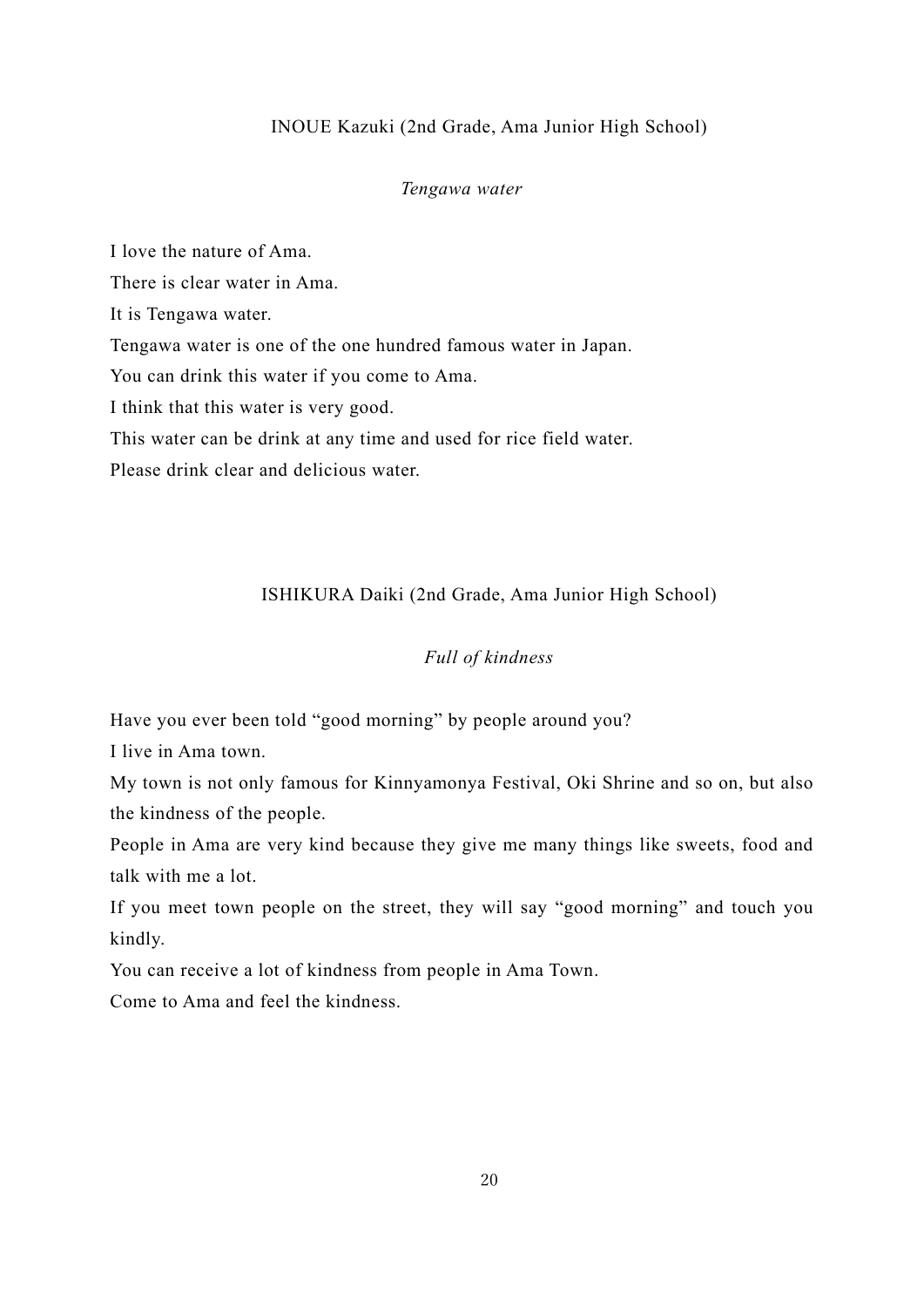INOUE Kazuki (2nd Grade, Ama Junior High School)

*Tengawa water*

I love the nature of Ama.

There is clear water in Ama.

It is Tengawa water.

Tengawa water is one of the one hundred famous water in Japan.

You can drink this water if you come to Ama.

I think that this water is very good.

This water can be drink at any time and used for rice field water.

Please drink clear and delicious water.

ISHIKURA Daiki (2nd Grade, Ama Junior High School)

*Full of kindness*

Have you ever been told “good morning” by people around you?

I live in Ama town.

My town is not only famous for Kinnyamonya Festival, Oki Shrine and so on, but also the kindness of the people.

People in Ama are very kind because they give me many things like sweets, food and talk with me a lot.

If you meet town people on the street, they will say “good morning” and touch you kindly.

You can receive a lot of kindness from people in Ama Town.

Come to Ama and feel the kindness.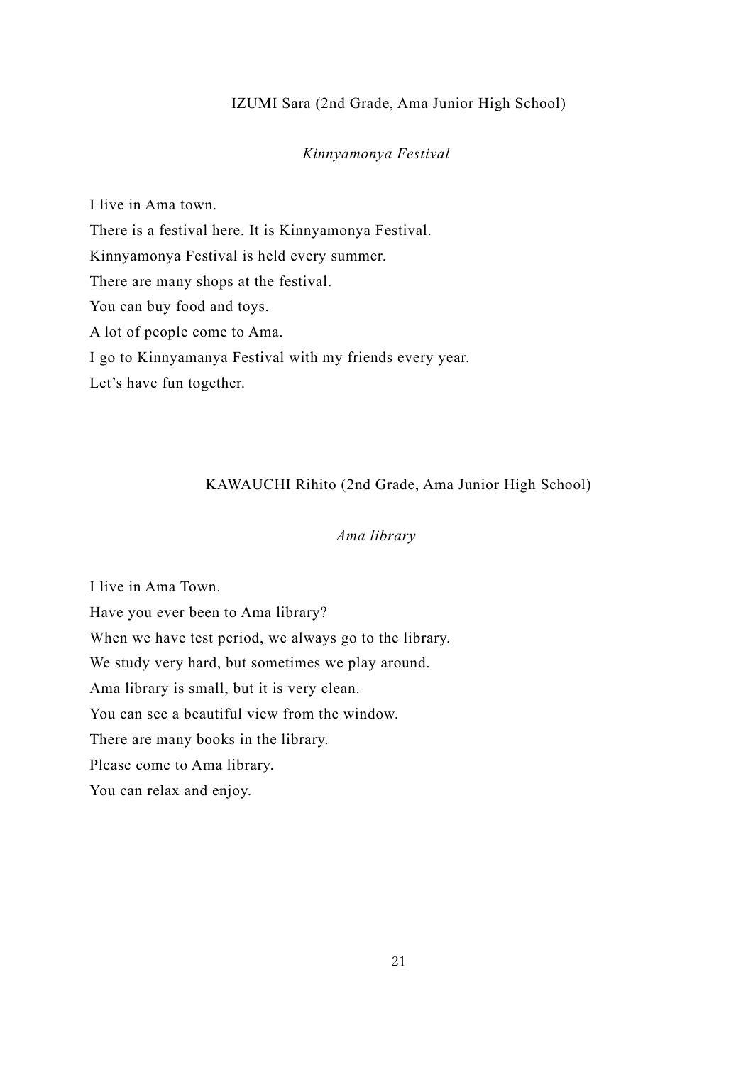IZUMI Sara (2nd Grade, Ama Junior High School)

*Kinnyamonya Festival*

I live in Ama town.
There is a festival here. It is Kinnyamonya Festival.
Kinnyamonya Festival is held every summer.
There are many shops at the festival.
You can buy food and toys.
A lot of people come to Ama.
I go to Kinnyamanya Festival with my friends every year.
Let's have fun together.

KAWAUCHI Rihito (2nd Grade, Ama Junior High School)

*Ama library*

I live in Ama Town.
Have you ever been to Ama library?
When we have test period, we always go to the library.
We study very hard, but sometimes we play around.
Ama library is small, but it is very clean.
You can see a beautiful view from the window.
There are many books in the library.
Please come to Ama library.
You can relax and enjoy.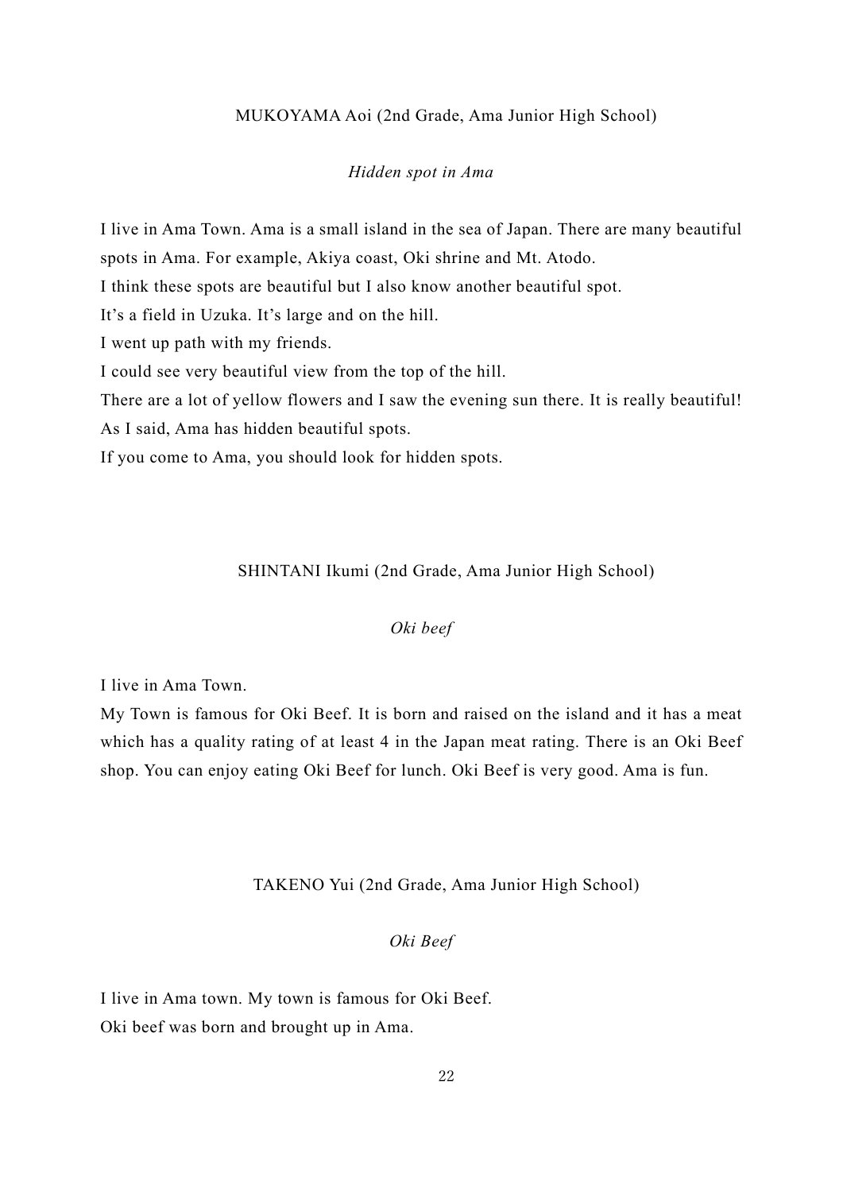MUKOYAMA Aoi (2nd Grade, Ama Junior High School)

*Hidden spot in Ama*

I live in Ama Town. Ama is a small island in the sea of Japan. There are many beautiful spots in Ama. For example, Akiya coast, Oki shrine and Mt. Atodo.

I think these spots are beautiful but I also know another beautiful spot.

It's a field in Uzuka. It's large and on the hill.

I went up path with my friends.

I could see very beautiful view from the top of the hill.

There are a lot of yellow flowers and I saw the evening sun there. It is really beautiful!

As I said, Ama has hidden beautiful spots.

If you come to Ama, you should look for hidden spots.

SHINTANI Ikumi (2nd Grade, Ama Junior High School)

*Oki beef*

I live in Ama Town.

My Town is famous for Oki Beef. It is born and raised on the island and it has a meat which has a quality rating of at least 4 in the Japan meat rating. There is an Oki Beef shop. You can enjoy eating Oki Beef for lunch. Oki Beef is very good. Ama is fun.

TAKENO Yui (2nd Grade, Ama Junior High School)

*Oki Beef*

I live in Ama town. My town is famous for Oki Beef.

Oki beef was born and brought up in Ama.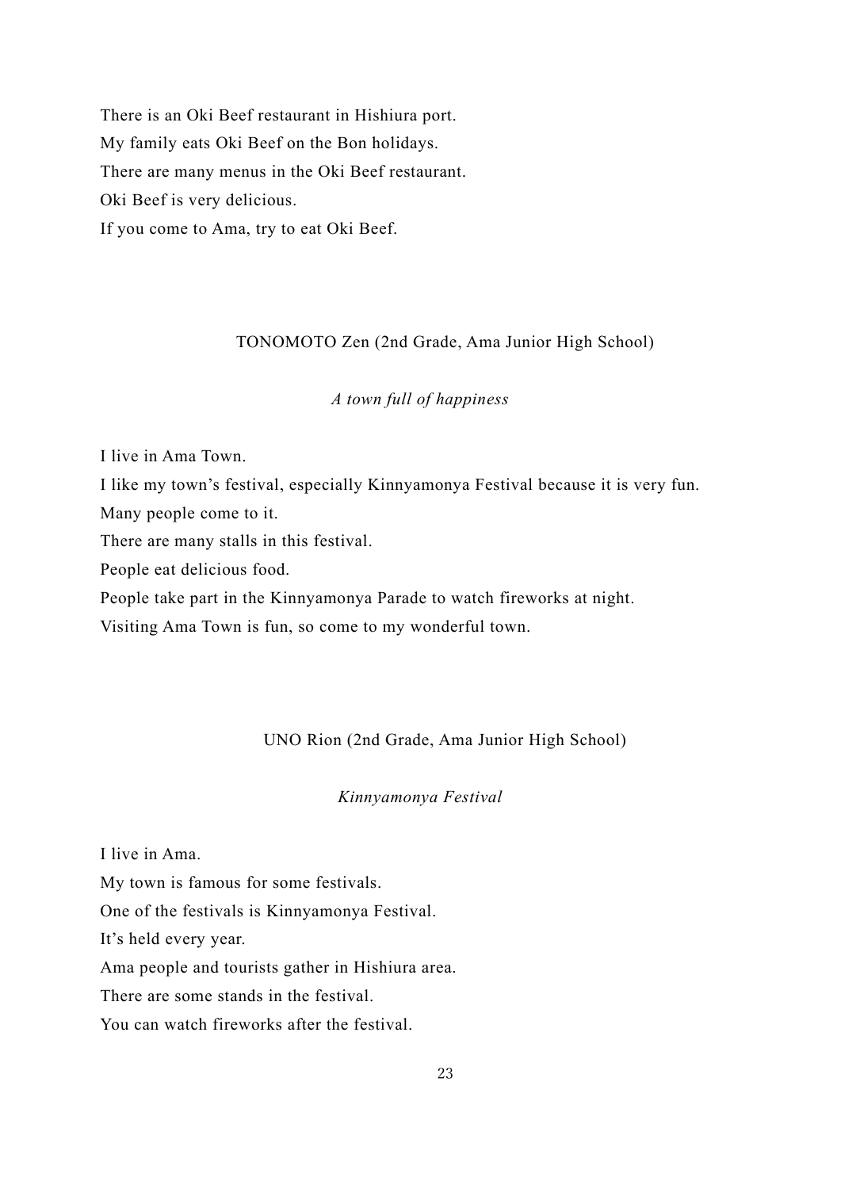There is an Oki Beef restaurant in Hishiura port.
My family eats Oki Beef on the Bon holidays.
There are many menus in the Oki Beef restaurant.
Oki Beef is very delicious.
If you come to Ama, try to eat Oki Beef.

TONOMOTO Zen (2nd Grade, Ama Junior High School)

*A town full of happiness*

I live in Ama Town.
I like my town's festival, especially Kinnyamonya Festival because it is very fun.
Many people come to it.
There are many stalls in this festival.
People eat delicious food.
People take part in the Kinnyamonya Parade to watch fireworks at night.
Visiting Ama Town is fun, so come to my wonderful town.

UNO Rion (2nd Grade, Ama Junior High School)

*Kinnyamonya Festival*

I live in Ama.
My town is famous for some festivals.
One of the festivals is Kinnyamonya Festival.
It's held every year.
Ama people and tourists gather in Hishiura area.
There are some stands in the festival.
You can watch fireworks after the festival.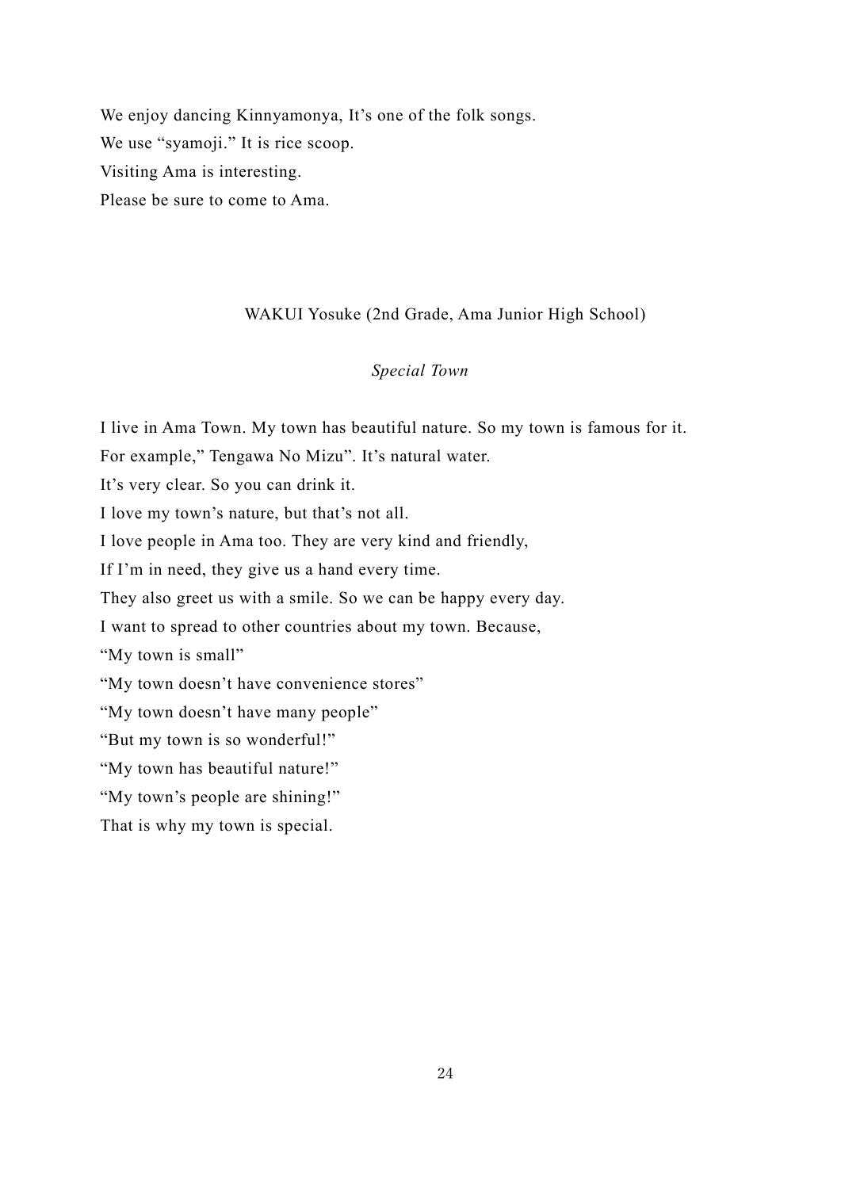We enjoy dancing Kinnyamonya, It's one of the folk songs.

We use "syamoji." It is rice scoop.

Visiting Ama is interesting.

Please be sure to come to Ama.

WAKUI Yosuke (2nd Grade, Ama Junior High School)

*Special Town*

I live in Ama Town. My town has beautiful nature. So my town is famous for it.

For example," Tengawa No Mizu". It's natural water.

It's very clear. So you can drink it.

I love my town's nature, but that's not all.

I love people in Ama too. They are very kind and friendly,

If I'm in need, they give us a hand every time.

They also greet us with a smile. So we can be happy every day.

I want to spread to other countries about my town. Because,

"My town is small"

"My town doesn't have convenience stores"

"My town doesn't have many people"

"But my town is so wonderful!"

"My town has beautiful nature!"

"My town's people are shining!"

That is why my town is special.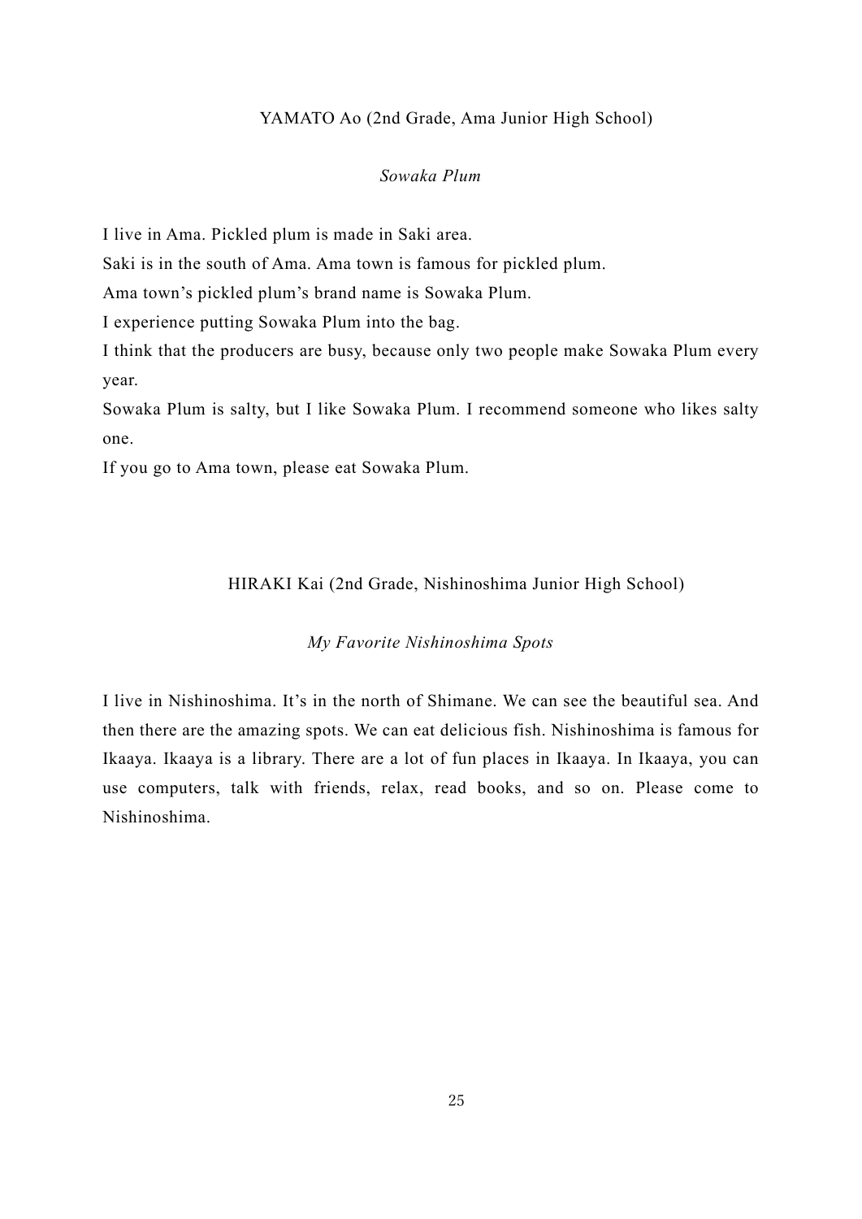YAMATO Ao (2nd Grade, Ama Junior High School)

*Sowaka Plum*

I live in Ama. Pickled plum is made in Saki area.

Saki is in the south of Ama. Ama town is famous for pickled plum.

Ama town's pickled plum's brand name is Sowaka Plum.

I experience putting Sowaka Plum into the bag.

I think that the producers are busy, because only two people make Sowaka Plum every year.

Sowaka Plum is salty, but I like Sowaka Plum. I recommend someone who likes salty one.

If you go to Ama town, please eat Sowaka Plum.

HIRAKI Kai (2nd Grade, Nishinoshima Junior High School)

*My Favorite Nishinoshima Spots*

I live in Nishinoshima. It's in the north of Shimane. We can see the beautiful sea. And then there are the amazing spots. We can eat delicious fish. Nishinoshima is famous for Ikaaya. Ikaaya is a library. There are a lot of fun places in Ikaaya. In Ikaaya, you can use computers, talk with friends, relax, read books, and so on. Please come to Nishinoshima.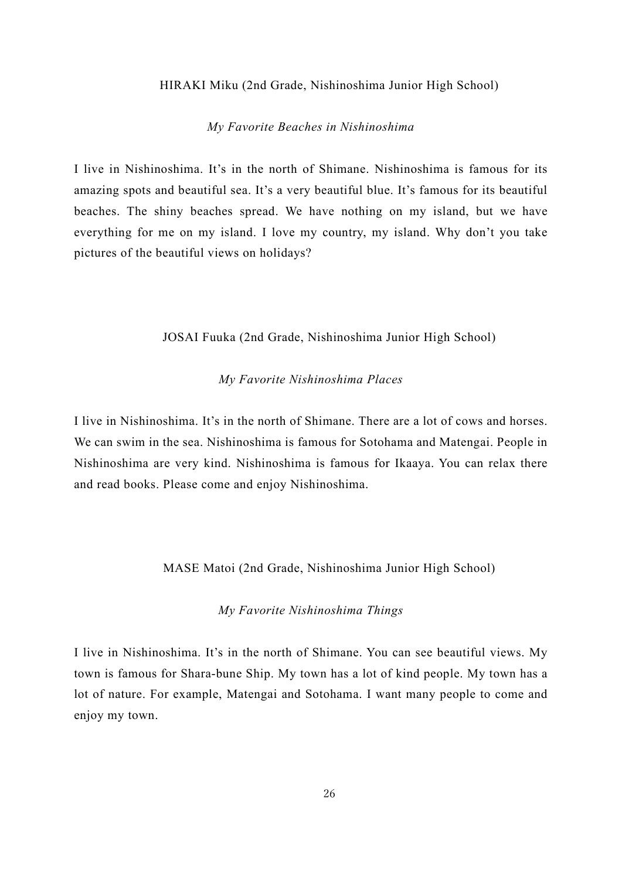HIRAKI Miku (2nd Grade, Nishinoshima Junior High School)

*My Favorite Beaches in Nishinoshima*

I live in Nishinoshima. It's in the north of Shimane. Nishinoshima is famous for its amazing spots and beautiful sea. It's a very beautiful blue. It's famous for its beautiful beaches. The shiny beaches spread. We have nothing on my island, but we have everything for me on my island. I love my country, my island. Why don't you take pictures of the beautiful views on holidays?

JOSAI Fuuka (2nd Grade, Nishinoshima Junior High School)

*My Favorite Nishinoshima Places*

I live in Nishinoshima. It's in the north of Shimane. There are a lot of cows and horses. We can swim in the sea. Nishinoshima is famous for Sotohama and Matengai. People in Nishinoshima are very kind. Nishinoshima is famous for Ikaaya. You can relax there and read books. Please come and enjoy Nishinoshima.

MASE Matoi (2nd Grade, Nishinoshima Junior High School)

*My Favorite Nishinoshima Things*

I live in Nishinoshima. It's in the north of Shimane. You can see beautiful views. My town is famous for Shara-bune Ship. My town has a lot of kind people. My town has a lot of nature. For example, Matengai and Sotohama. I want many people to come and enjoy my town.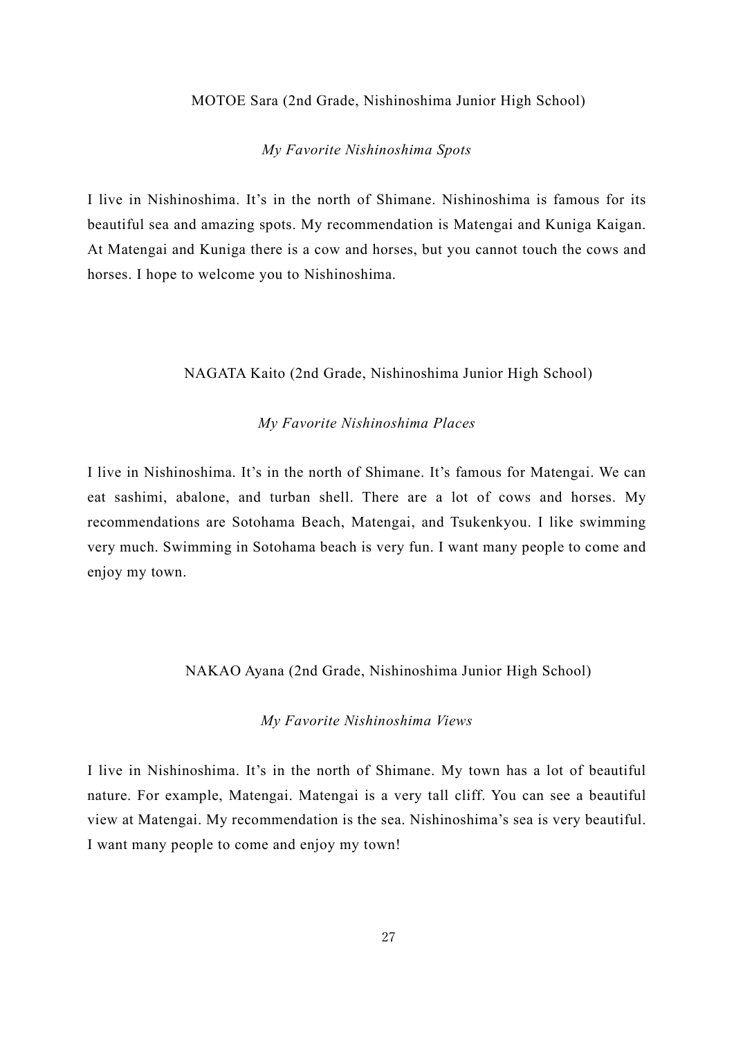MOTOE Sara (2nd Grade, Nishinoshima Junior High School)

*My Favorite Nishinoshima Spots*

I live in Nishinoshima. It's in the north of Shimane. Nishinoshima is famous for its beautiful sea and amazing spots. My recommendation is Matengai and Kuniga Kaigan. At Matengai and Kuniga there is a cow and horses, but you cannot touch the cows and horses. I hope to welcome you to Nishinoshima.

NAGATA Kaito (2nd Grade, Nishinoshima Junior High School)

*My Favorite Nishinoshima Places*

I live in Nishinoshima. It's in the north of Shimane. It's famous for Matengai. We can eat sashimi, abalone, and turban shell. There are a lot of cows and horses. My recommendations are Sotohama Beach, Matengai, and Tsukenkyou. I like swimming very much. Swimming in Sotohama beach is very fun. I want many people to come and enjoy my town.

NAKAO Ayana (2nd Grade, Nishinoshima Junior High School)

*My Favorite Nishinoshima Views*

I live in Nishinoshima. It's in the north of Shimane. My town has a lot of beautiful nature. For example, Matengai. Matengai is a very tall cliff. You can see a beautiful view at Matengai. My recommendation is the sea. Nishinoshima's sea is very beautiful. I want many people to come and enjoy my town!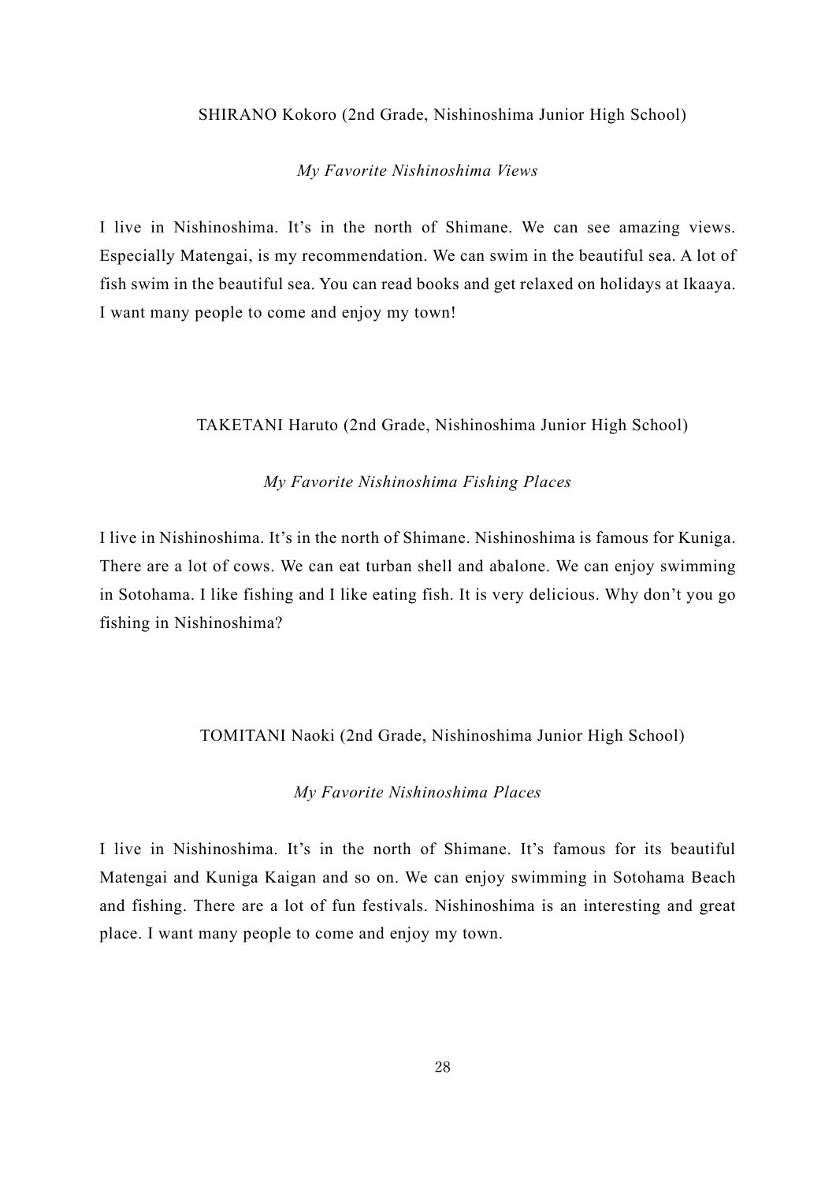SHIRANO Kokoro (2nd Grade, Nishinoshima Junior High School)

*My Favorite Nishinoshima Views*

I live in Nishinoshima. It's in the north of Shimane. We can see amazing views. Especially Matengai, is my recommendation. We can swim in the beautiful sea. A lot of fish swim in the beautiful sea. You can read books and get relaxed on holidays at Ikaaya. I want many people to come and enjoy my town!

TAKETANI Haruto (2nd Grade, Nishinoshima Junior High School)

*My Favorite Nishinoshima Fishing Places*

I live in Nishinoshima. It's in the north of Shimane. Nishinoshima is famous for Kuniga. There are a lot of cows. We can eat turban shell and abalone. We can enjoy swimming in Sotohama. I like fishing and I like eating fish. It is very delicious. Why don't you go fishing in Nishinoshima?

TOMITANI Naoki (2nd Grade, Nishinoshima Junior High School)

*My Favorite Nishinoshima Places*

I live in Nishinoshima. It's in the north of Shimane. It's famous for its beautiful Matengai and Kuniga Kaigan and so on. We can enjoy swimming in Sotohama Beach and fishing. There are a lot of fun festivals. Nishinoshima is an interesting and great place. I want many people to come and enjoy my town.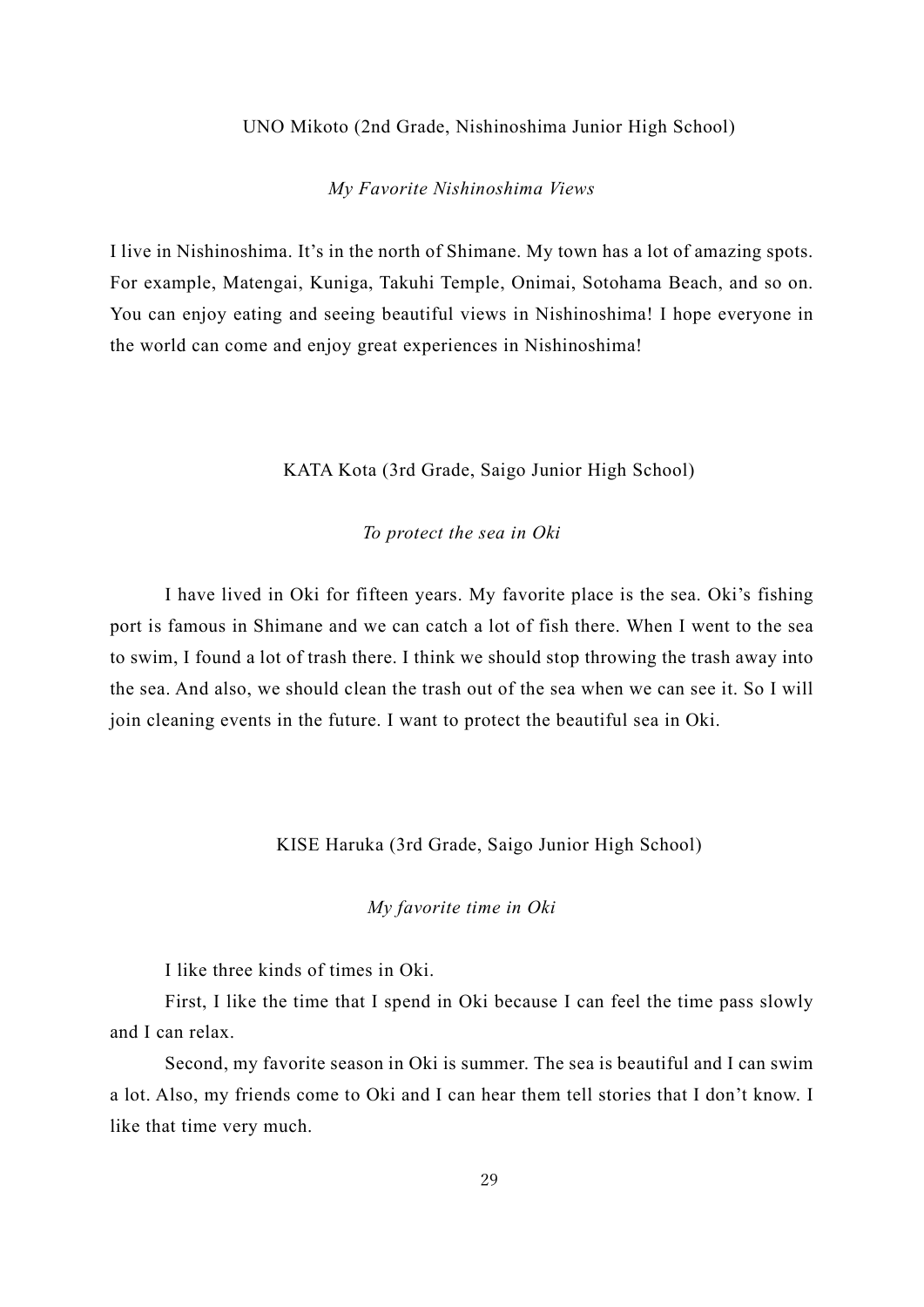UNO Mikoto (2nd Grade, Nishinoshima Junior High School)

*My Favorite Nishinoshima Views*

I live in Nishinoshima. It's in the north of Shimane. My town has a lot of amazing spots. For example, Matengai, Kuniga, Takuhi Temple, Onimai, Sotohama Beach, and so on. You can enjoy eating and seeing beautiful views in Nishinoshima! I hope everyone in the world can come and enjoy great experiences in Nishinoshima!

KATA Kota (3rd Grade, Saigo Junior High School)

*To protect the sea in Oki*

I have lived in Oki for fifteen years. My favorite place is the sea. Oki's fishing port is famous in Shimane and we can catch a lot of fish there. When I went to the sea to swim, I found a lot of trash there. I think we should stop throwing the trash away into the sea. And also, we should clean the trash out of the sea when we can see it. So I will join cleaning events in the future. I want to protect the beautiful sea in Oki.

KISE Haruka (3rd Grade, Saigo Junior High School)

*My favorite time in Oki*

I like three kinds of times in Oki.

First, I like the time that I spend in Oki because I can feel the time pass slowly and I can relax.

Second, my favorite season in Oki is summer. The sea is beautiful and I can swim a lot. Also, my friends come to Oki and I can hear them tell stories that I don't know. I like that time very much.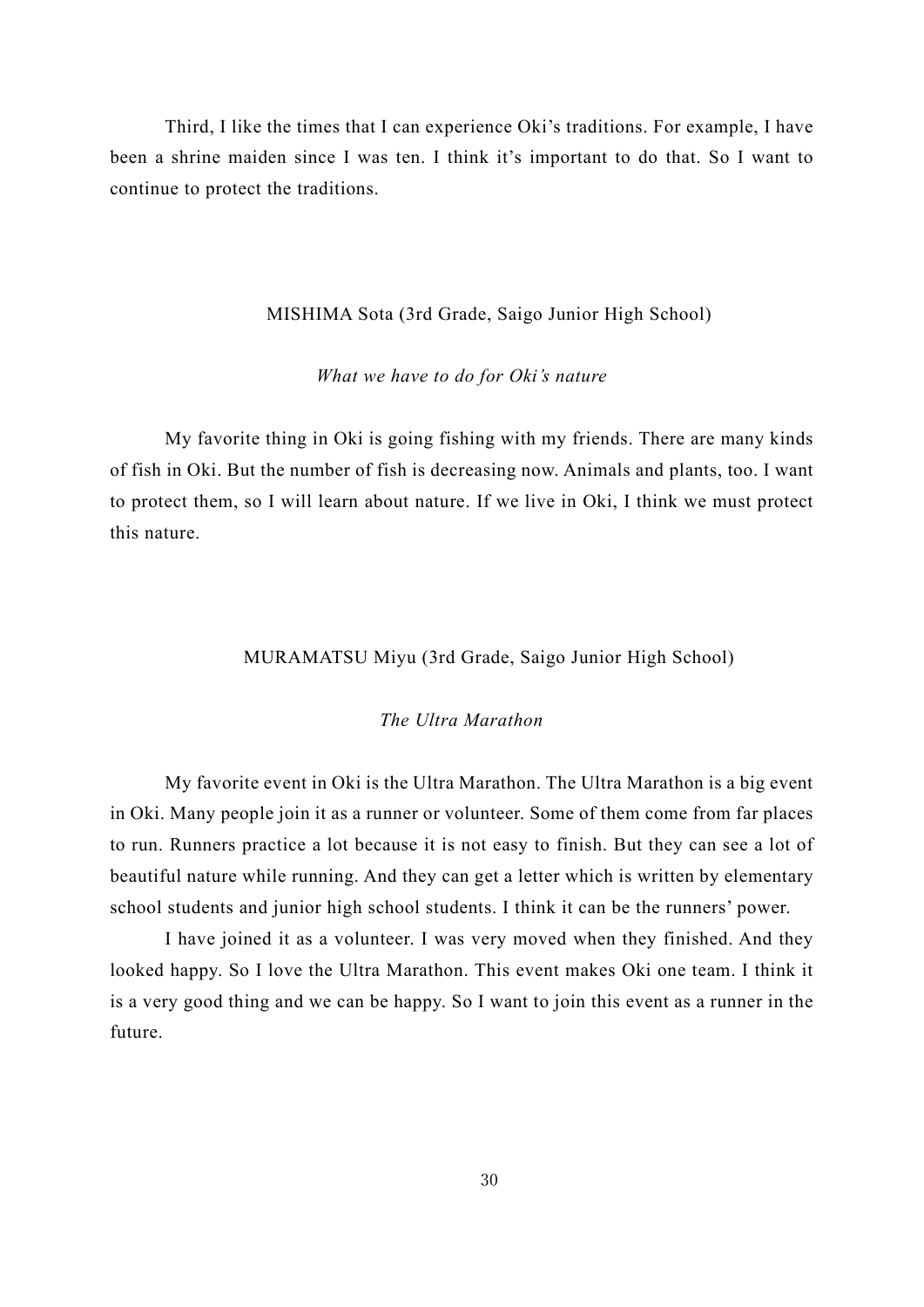Third, I like the times that I can experience Oki's traditions. For example, I have been a shrine maiden since I was ten. I think it's important to do that. So I want to continue to protect the traditions.

MISHIMA Sota (3rd Grade, Saigo Junior High School)

*What we have to do for Oki's nature*

My favorite thing in Oki is going fishing with my friends. There are many kinds of fish in Oki. But the number of fish is decreasing now. Animals and plants, too. I want to protect them, so I will learn about nature. If we live in Oki, I think we must protect this nature.

MURAMATSU Miyu (3rd Grade, Saigo Junior High School)

*The Ultra Marathon*

My favorite event in Oki is the Ultra Marathon. The Ultra Marathon is a big event in Oki. Many people join it as a runner or volunteer. Some of them come from far places to run. Runners practice a lot because it is not easy to finish. But they can see a lot of beautiful nature while running. And they can get a letter which is written by elementary school students and junior high school students. I think it can be the runners' power.

I have joined it as a volunteer. I was very moved when they finished. And they looked happy. So I love the Ultra Marathon. This event makes Oki one team. I think it is a very good thing and we can be happy. So I want to join this event as a runner in the future.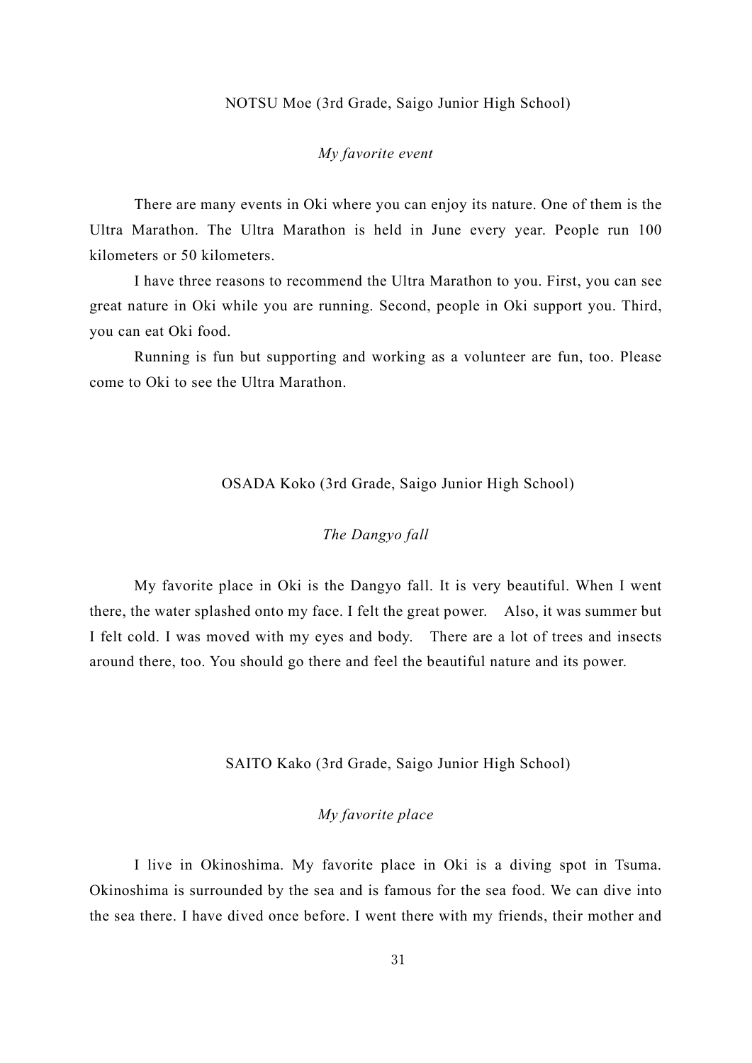NOTSU Moe (3rd Grade, Saigo Junior High School)

*My favorite event*

There are many events in Oki where you can enjoy its nature. One of them is the Ultra Marathon. The Ultra Marathon is held in June every year. People run 100 kilometers or 50 kilometers.

I have three reasons to recommend the Ultra Marathon to you. First, you can see great nature in Oki while you are running. Second, people in Oki support you. Third, you can eat Oki food.

Running is fun but supporting and working as a volunteer are fun, too. Please come to Oki to see the Ultra Marathon.

OSADA Koko (3rd Grade, Saigo Junior High School)

*The Dangyo fall*

My favorite place in Oki is the Dangyo fall. It is very beautiful. When I went there, the water splashed onto my face. I felt the great power. Also, it was summer but I felt cold. I was moved with my eyes and body. There are a lot of trees and insects around there, too. You should go there and feel the beautiful nature and its power.

SAITO Kako (3rd Grade, Saigo Junior High School)

*My favorite place*

I live in Okinoshima. My favorite place in Oki is a diving spot in Tsuma. Okinoshima is surrounded by the sea and is famous for the sea food. We can dive into the sea there. I have dived once before. I went there with my friends, their mother and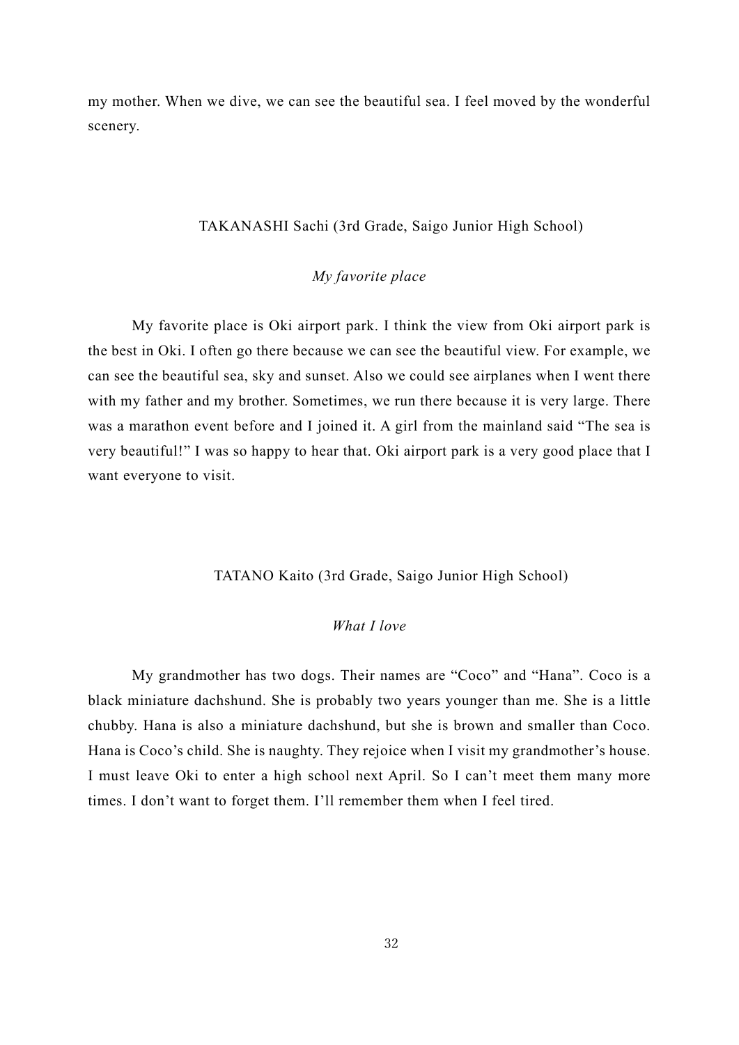my mother. When we dive, we can see the beautiful sea. I feel moved by the wonderful scenery.

TAKANASHI Sachi (3rd Grade, Saigo Junior High School)

*My favorite place*

My favorite place is Oki airport park. I think the view from Oki airport park is the best in Oki. I often go there because we can see the beautiful view. For example, we can see the beautiful sea, sky and sunset. Also we could see airplanes when I went there with my father and my brother. Sometimes, we run there because it is very large. There was a marathon event before and I joined it. A girl from the mainland said “The sea is very beautiful!” I was so happy to hear that. Oki airport park is a very good place that I want everyone to visit.

TATANO Kaito (3rd Grade, Saigo Junior High School)

*What I love*

My grandmother has two dogs. Their names are “Coco” and “Hana”. Coco is a black miniature dachshund. She is probably two years younger than me. She is a little chubby. Hana is also a miniature dachshund, but she is brown and smaller than Coco. Hana is Coco’s child. She is naughty. They rejoice when I visit my grandmother’s house. I must leave Oki to enter a high school next April. So I can’t meet them many more times. I don’t want to forget them. I’ll remember them when I feel tired.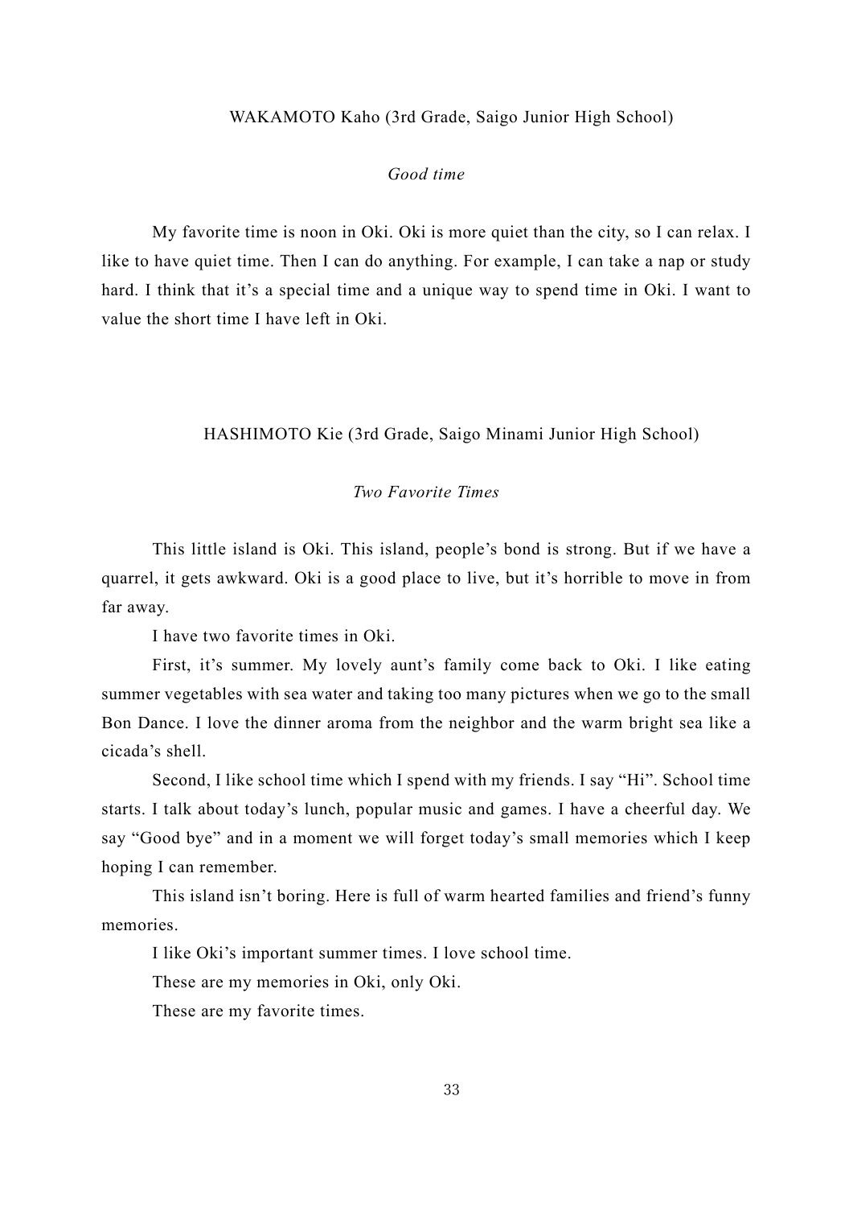WAKAMOTO Kaho (3rd Grade, Saigo Junior High School)

*Good time*

My favorite time is noon in Oki. Oki is more quiet than the city, so I can relax. I like to have quiet time. Then I can do anything. For example, I can take a nap or study hard. I think that it's a special time and a unique way to spend time in Oki. I want to value the short time I have left in Oki.

HASHIMOTO Kie (3rd Grade, Saigo Minami Junior High School)

*Two Favorite Times*

This little island is Oki. This island, people's bond is strong. But if we have a quarrel, it gets awkward. Oki is a good place to live, but it's horrible to move in from far away.

I have two favorite times in Oki.

First, it's summer. My lovely aunt's family come back to Oki. I like eating summer vegetables with sea water and taking too many pictures when we go to the small Bon Dance. I love the dinner aroma from the neighbor and the warm bright sea like a cicada's shell.

Second, I like school time which I spend with my friends. I say "Hi". School time starts. I talk about today's lunch, popular music and games. I have a cheerful day. We say "Good bye" and in a moment we will forget today's small memories which I keep hoping I can remember.

This island isn't boring. Here is full of warm hearted families and friend's funny memories.

I like Oki's important summer times. I love school time.

These are my memories in Oki, only Oki.

These are my favorite times.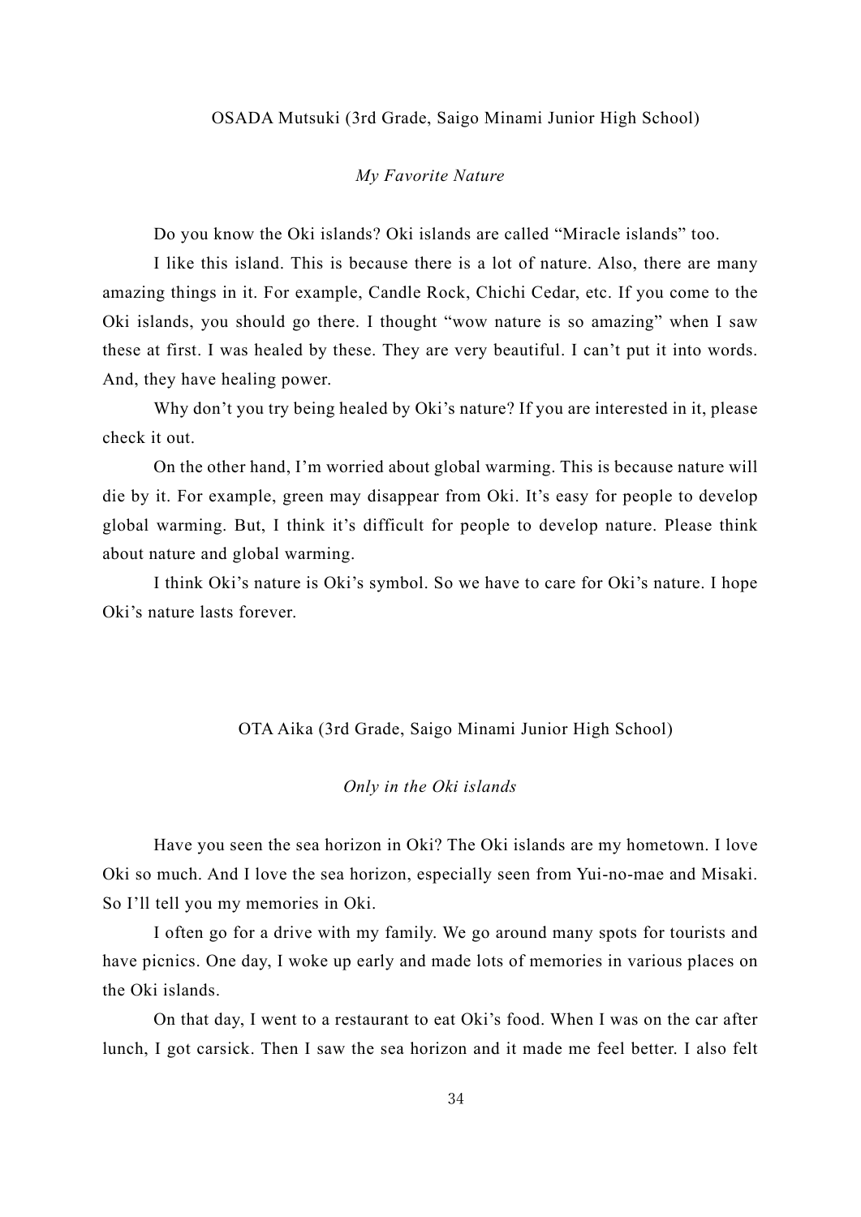OSADA Mutsuki (3rd Grade, Saigo Minami Junior High School)

*My Favorite Nature*

Do you know the Oki islands? Oki islands are called “Miracle islands” too.

I like this island. This is because there is a lot of nature. Also, there are many amazing things in it. For example, Candle Rock, Chichi Cedar, etc. If you come to the Oki islands, you should go there. I thought “wow nature is so amazing” when I saw these at first. I was healed by these. They are very beautiful. I can’t put it into words. And, they have healing power.

Why don’t you try being healed by Oki’s nature? If you are interested in it, please check it out.

On the other hand, I’m worried about global warming. This is because nature will die by it. For example, green may disappear from Oki. It’s easy for people to develop global warming. But, I think it’s difficult for people to develop nature. Please think about nature and global warming.

I think Oki’s nature is Oki’s symbol. So we have to care for Oki’s nature. I hope Oki’s nature lasts forever.

OTA Aika (3rd Grade, Saigo Minami Junior High School)

*Only in the Oki islands*

Have you seen the sea horizon in Oki? The Oki islands are my hometown. I love Oki so much. And I love the sea horizon, especially seen from Yui-no-mae and Misaki. So I’ll tell you my memories in Oki.

I often go for a drive with my family. We go around many spots for tourists and have picnics. One day, I woke up early and made lots of memories in various places on the Oki islands.

On that day, I went to a restaurant to eat Oki’s food. When I was on the car after lunch, I got carsick. Then I saw the sea horizon and it made me feel better. I also felt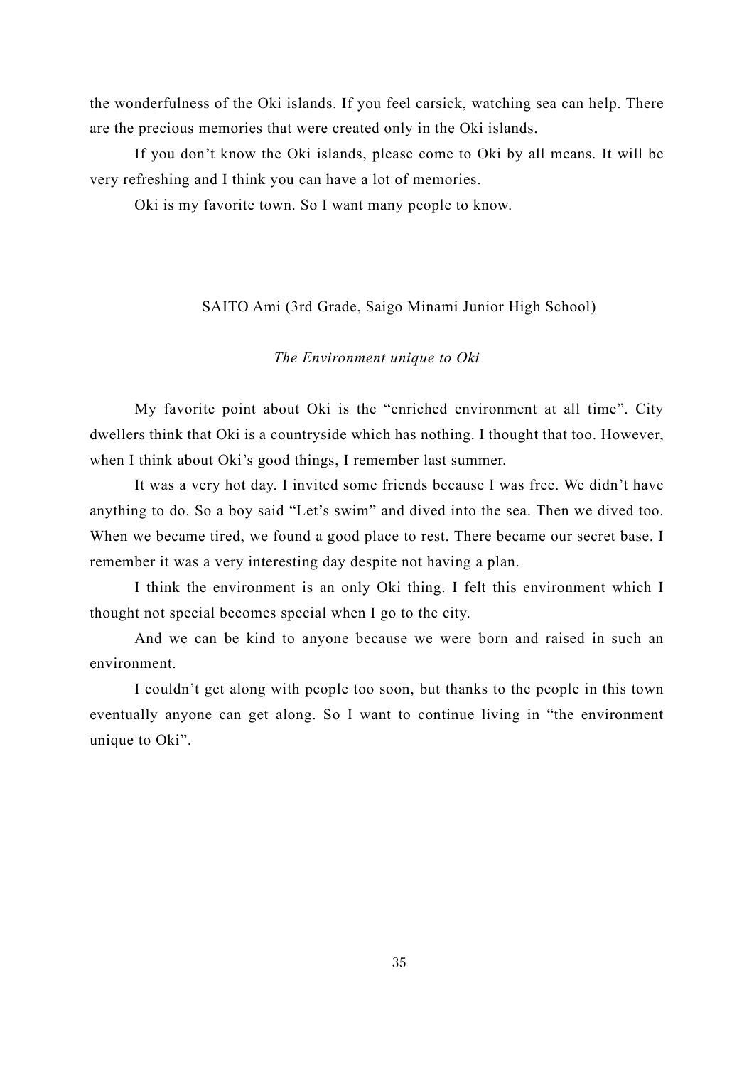the wonderfulness of the Oki islands. If you feel carsick, watching sea can help. There are the precious memories that were created only in the Oki islands.

If you don't know the Oki islands, please come to Oki by all means. It will be very refreshing and I think you can have a lot of memories.

Oki is my favorite town. So I want many people to know.

SAITO Ami (3rd Grade, Saigo Minami Junior High School)

*The Environment unique to Oki*

My favorite point about Oki is the "enriched environment at all time". City dwellers think that Oki is a countryside which has nothing. I thought that too. However, when I think about Oki's good things, I remember last summer.

It was a very hot day. I invited some friends because I was free. We didn't have anything to do. So a boy said "Let's swim" and dived into the sea. Then we dived too. When we became tired, we found a good place to rest. There became our secret base. I remember it was a very interesting day despite not having a plan.

I think the environment is an only Oki thing. I felt this environment which I thought not special becomes special when I go to the city.

And we can be kind to anyone because we were born and raised in such an environment.

I couldn't get along with people too soon, but thanks to the people in this town eventually anyone can get along. So I want to continue living in "the environment unique to Oki".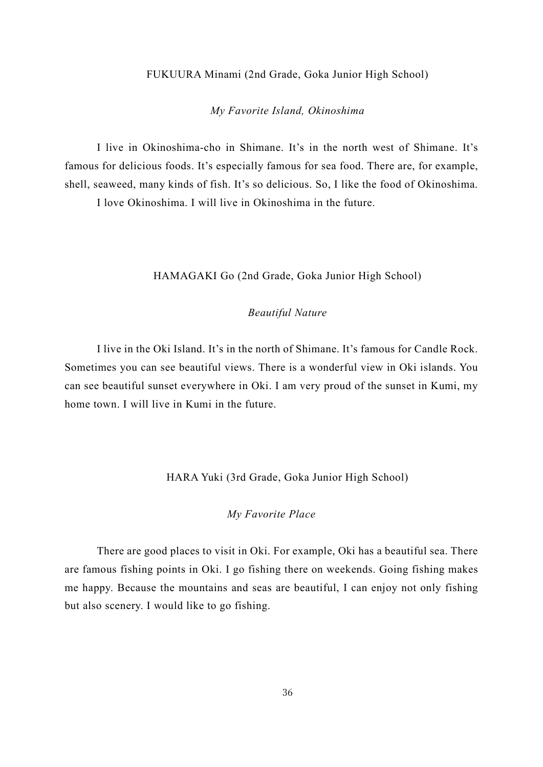FUKUURA Minami (2nd Grade, Goka Junior High School)

*My Favorite Island, Okinoshima*

I live in Okinoshima-cho in Shimane. It's in the north west of Shimane. It's famous for delicious foods. It's especially famous for sea food. There are, for example, shell, seaweed, many kinds of fish. It's so delicious. So, I like the food of Okinoshima.

I love Okinoshima. I will live in Okinoshima in the future.

HAMAGAKI Go (2nd Grade, Goka Junior High School)

*Beautiful Nature*

I live in the Oki Island. It's in the north of Shimane. It's famous for Candle Rock. Sometimes you can see beautiful views. There is a wonderful view in Oki islands. You can see beautiful sunset everywhere in Oki. I am very proud of the sunset in Kumi, my home town. I will live in Kumi in the future.

HARA Yuki (3rd Grade, Goka Junior High School)

*My Favorite Place*

There are good places to visit in Oki. For example, Oki has a beautiful sea. There are famous fishing points in Oki. I go fishing there on weekends. Going fishing makes me happy. Because the mountains and seas are beautiful, I can enjoy not only fishing but also scenery. I would like to go fishing.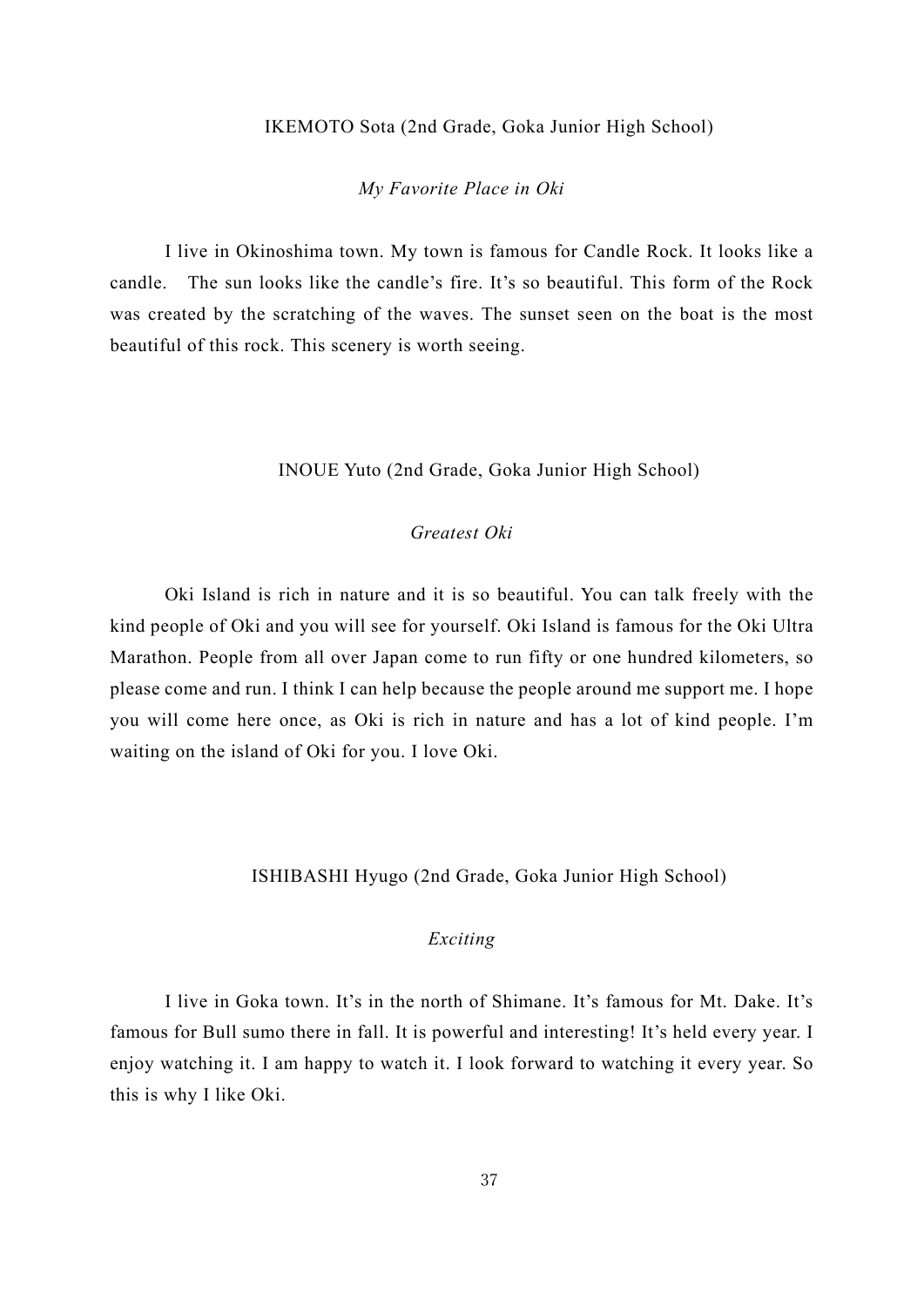IKEMOTO Sota (2nd Grade, Goka Junior High School)

*My Favorite Place in Oki*

I live in Okinoshima town. My town is famous for Candle Rock. It looks like a candle. The sun looks like the candle's fire. It's so beautiful. This form of the Rock was created by the scratching of the waves. The sunset seen on the boat is the most beautiful of this rock. This scenery is worth seeing.

INOUE Yuto (2nd Grade, Goka Junior High School)

*Greatest Oki*

Oki Island is rich in nature and it is so beautiful. You can talk freely with the kind people of Oki and you will see for yourself. Oki Island is famous for the Oki Ultra Marathon. People from all over Japan come to run fifty or one hundred kilometers, so please come and run. I think I can help because the people around me support me. I hope you will come here once, as Oki is rich in nature and has a lot of kind people. I'm waiting on the island of Oki for you. I love Oki.

ISHIBASHI Hyugo (2nd Grade, Goka Junior High School)

*Exciting*

I live in Goka town. It's in the north of Shimane. It's famous for Mt. Dake. It's famous for Bull sumo there in fall. It is powerful and interesting! It's held every year. I enjoy watching it. I am happy to watch it. I look forward to watching it every year. So this is why I like Oki.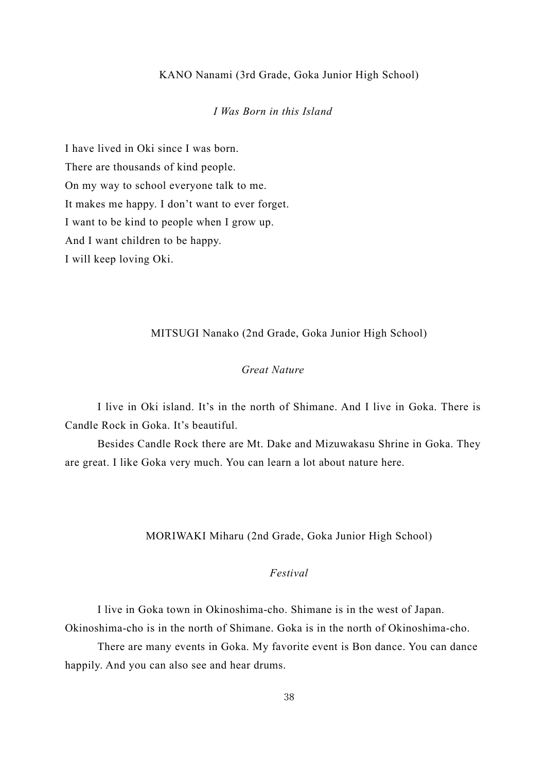KANO Nanami (3rd Grade, Goka Junior High School)

*I Was Born in this Island*

I have lived in Oki since I was born.
There are thousands of kind people.
On my way to school everyone talk to me.
It makes me happy. I don't want to ever forget.
I want to be kind to people when I grow up.
And I want children to be happy.
I will keep loving Oki.

MITSUGI Nanako (2nd Grade, Goka Junior High School)

*Great Nature*

I live in Oki island. It's in the north of Shimane. And I live in Goka. There is Candle Rock in Goka. It's beautiful.

Besides Candle Rock there are Mt. Dake and Mizuwakasu Shrine in Goka. They are great. I like Goka very much. You can learn a lot about nature here.

MORIWAKI Miharu (2nd Grade, Goka Junior High School)

*Festival*

I live in Goka town in Okinoshima-cho. Shimane is in the west of Japan. Okinoshima-cho is in the north of Shimane. Goka is in the north of Okinoshima-cho.

There are many events in Goka. My favorite event is Bon dance. You can dance happily. And you can also see and hear drums.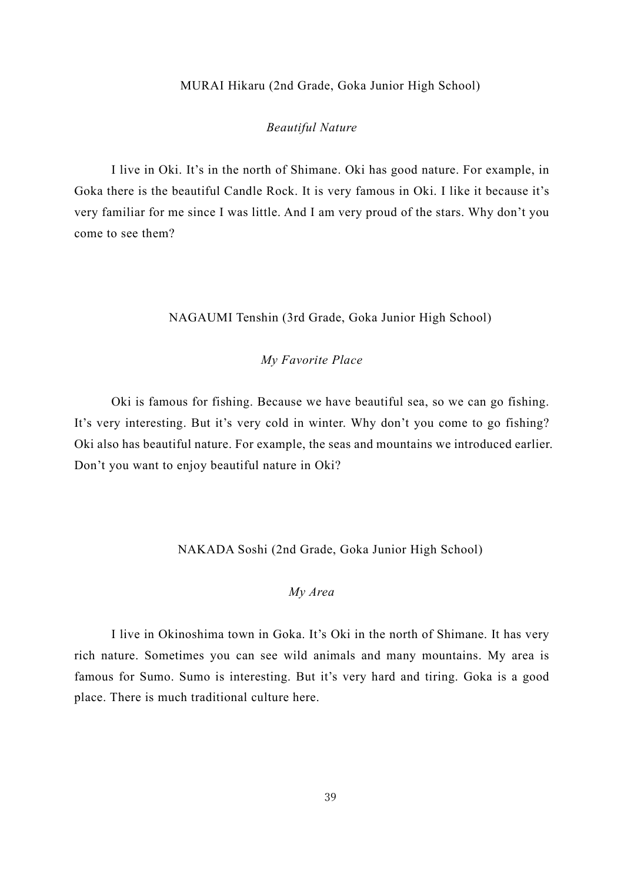MURAI Hikaru (2nd Grade, Goka Junior High School)

*Beautiful Nature*

I live in Oki. It's in the north of Shimane. Oki has good nature. For example, in Goka there is the beautiful Candle Rock. It is very famous in Oki. I like it because it's very familiar for me since I was little. And I am very proud of the stars. Why don't you come to see them?

NAGAUMI Tenshin (3rd Grade, Goka Junior High School)

*My Favorite Place*

Oki is famous for fishing. Because we have beautiful sea, so we can go fishing. It's very interesting. But it's very cold in winter. Why don't you come to go fishing? Oki also has beautiful nature. For example, the seas and mountains we introduced earlier. Don't you want to enjoy beautiful nature in Oki?

NAKADA Soshi (2nd Grade, Goka Junior High School)

*My Area*

I live in Okinoshima town in Goka. It's Oki in the north of Shimane. It has very rich nature. Sometimes you can see wild animals and many mountains. My area is famous for Sumo. Sumo is interesting. But it's very hard and tiring. Goka is a good place. There is much traditional culture here.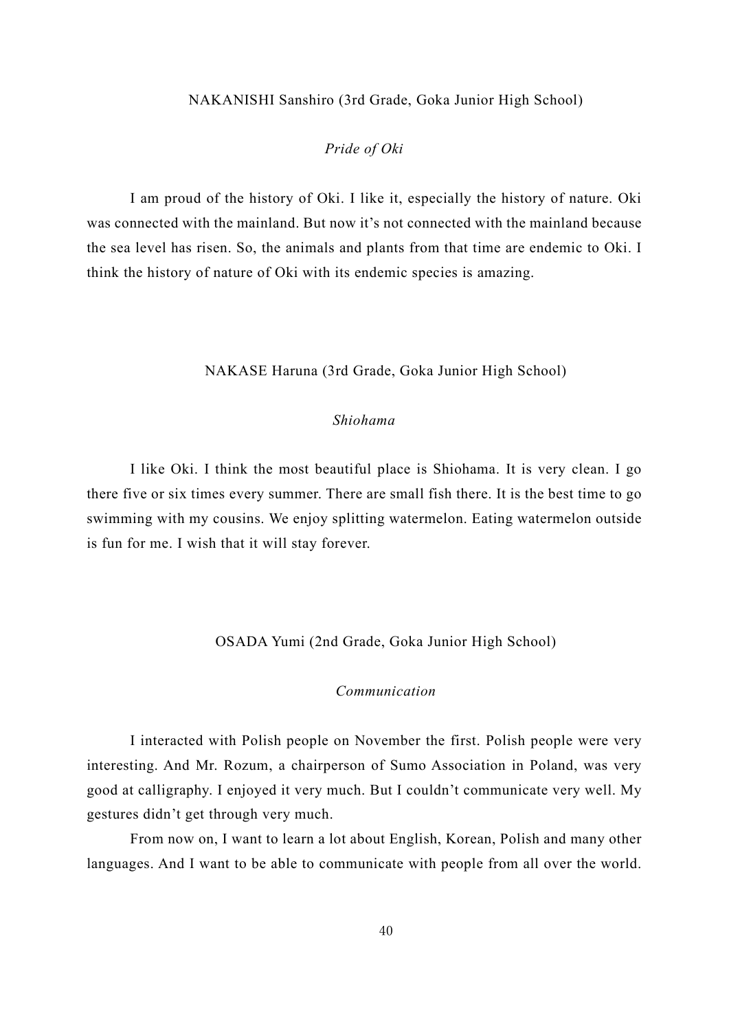NAKANISHI Sanshiro (3rd Grade, Goka Junior High School)

### *Pride of Oki*

I am proud of the history of Oki. I like it, especially the history of nature. Oki was connected with the mainland. But now it's not connected with the mainland because the sea level has risen. So, the animals and plants from that time are endemic to Oki. I think the history of nature of Oki with its endemic species is amazing.

NAKASE Haruna (3rd Grade, Goka Junior High School)

### *Shiohama*

I like Oki. I think the most beautiful place is Shiohama. It is very clean. I go there five or six times every summer. There are small fish there. It is the best time to go swimming with my cousins. We enjoy splitting watermelon. Eating watermelon outside is fun for me. I wish that it will stay forever.

OSADA Yumi (2nd Grade, Goka Junior High School)

### *Communication*

I interacted with Polish people on November the first. Polish people were very interesting. And Mr. Rozum, a chairperson of Sumo Association in Poland, was very good at calligraphy. I enjoyed it very much. But I couldn't communicate very well. My gestures didn't get through very much.

From now on, I want to learn a lot about English, Korean, Polish and many other languages. And I want to be able to communicate with people from all over the world.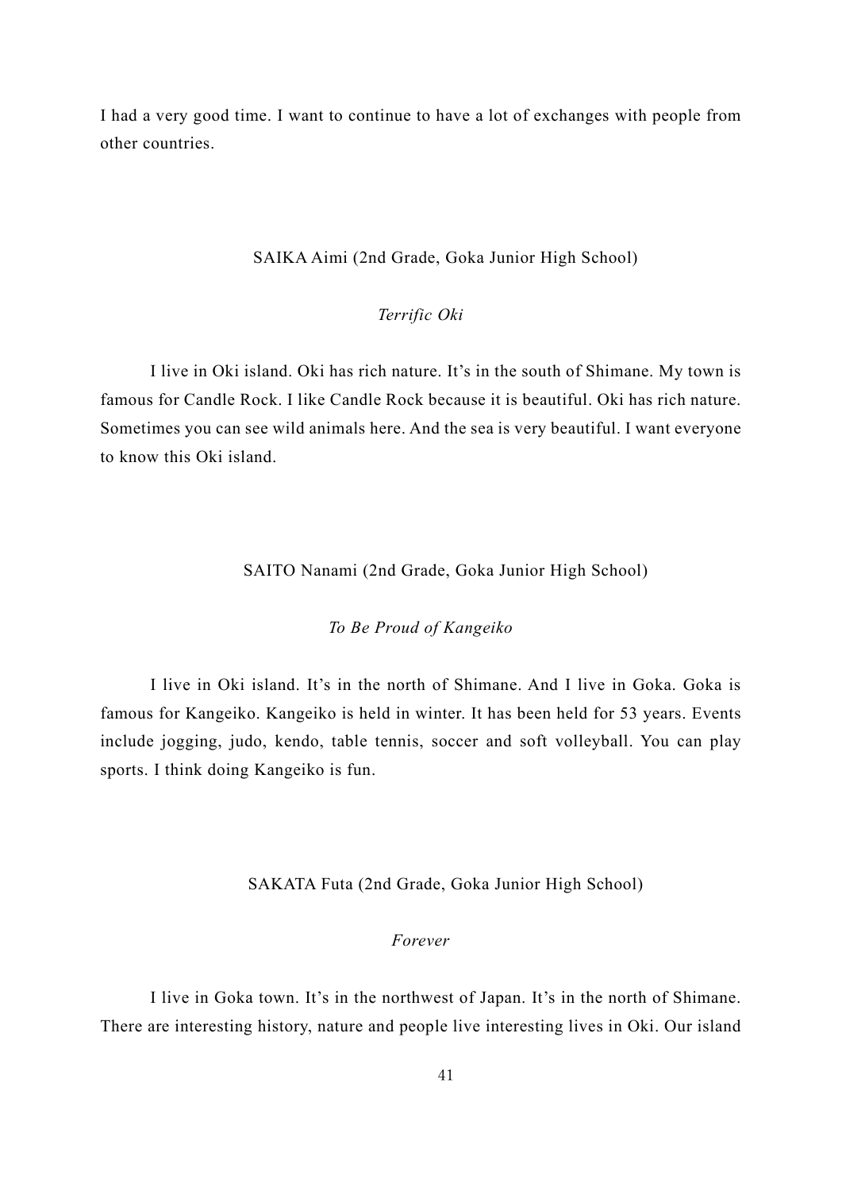I had a very good time. I want to continue to have a lot of exchanges with people from other countries.

SAIKA Aimi (2nd Grade, Goka Junior High School)

*Terrific Oki*

I live in Oki island. Oki has rich nature. It's in the south of Shimane. My town is famous for Candle Rock. I like Candle Rock because it is beautiful. Oki has rich nature. Sometimes you can see wild animals here. And the sea is very beautiful. I want everyone to know this Oki island.

SAITO Nanami (2nd Grade, Goka Junior High School)

*To Be Proud of Kangeiko*

I live in Oki island. It's in the north of Shimane. And I live in Goka. Goka is famous for Kangeiko. Kangeiko is held in winter. It has been held for 53 years. Events include jogging, judo, kendo, table tennis, soccer and soft volleyball. You can play sports. I think doing Kangeiko is fun.

SAKATA Futa (2nd Grade, Goka Junior High School)

*Forever*

I live in Goka town. It's in the northwest of Japan. It's in the north of Shimane. There are interesting history, nature and people live interesting lives in Oki. Our island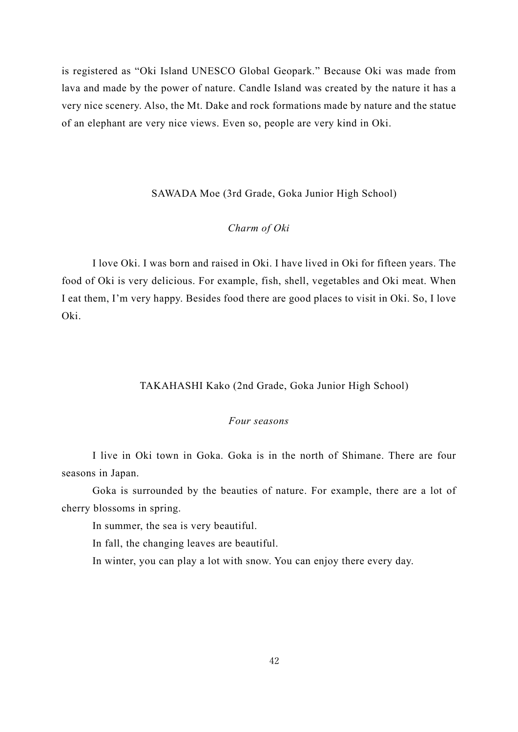is registered as "Oki Island UNESCO Global Geopark." Because Oki was made from lava and made by the power of nature. Candle Island was created by the nature it has a very nice scenery. Also, the Mt. Dake and rock formations made by nature and the statue of an elephant are very nice views. Even so, people are very kind in Oki.

SAWADA Moe (3rd Grade, Goka Junior High School)

*Charm of Oki*

I love Oki. I was born and raised in Oki. I have lived in Oki for fifteen years. The food of Oki is very delicious. For example, fish, shell, vegetables and Oki meat. When I eat them, I'm very happy. Besides food there are good places to visit in Oki. So, I love Oki.

TAKAHASHI Kako (2nd Grade, Goka Junior High School)

*Four seasons*

I live in Oki town in Goka. Goka is in the north of Shimane. There are four seasons in Japan.

Goka is surrounded by the beauties of nature. For example, there are a lot of cherry blossoms in spring.

In summer, the sea is very beautiful.

In fall, the changing leaves are beautiful.

In winter, you can play a lot with snow. You can enjoy there every day.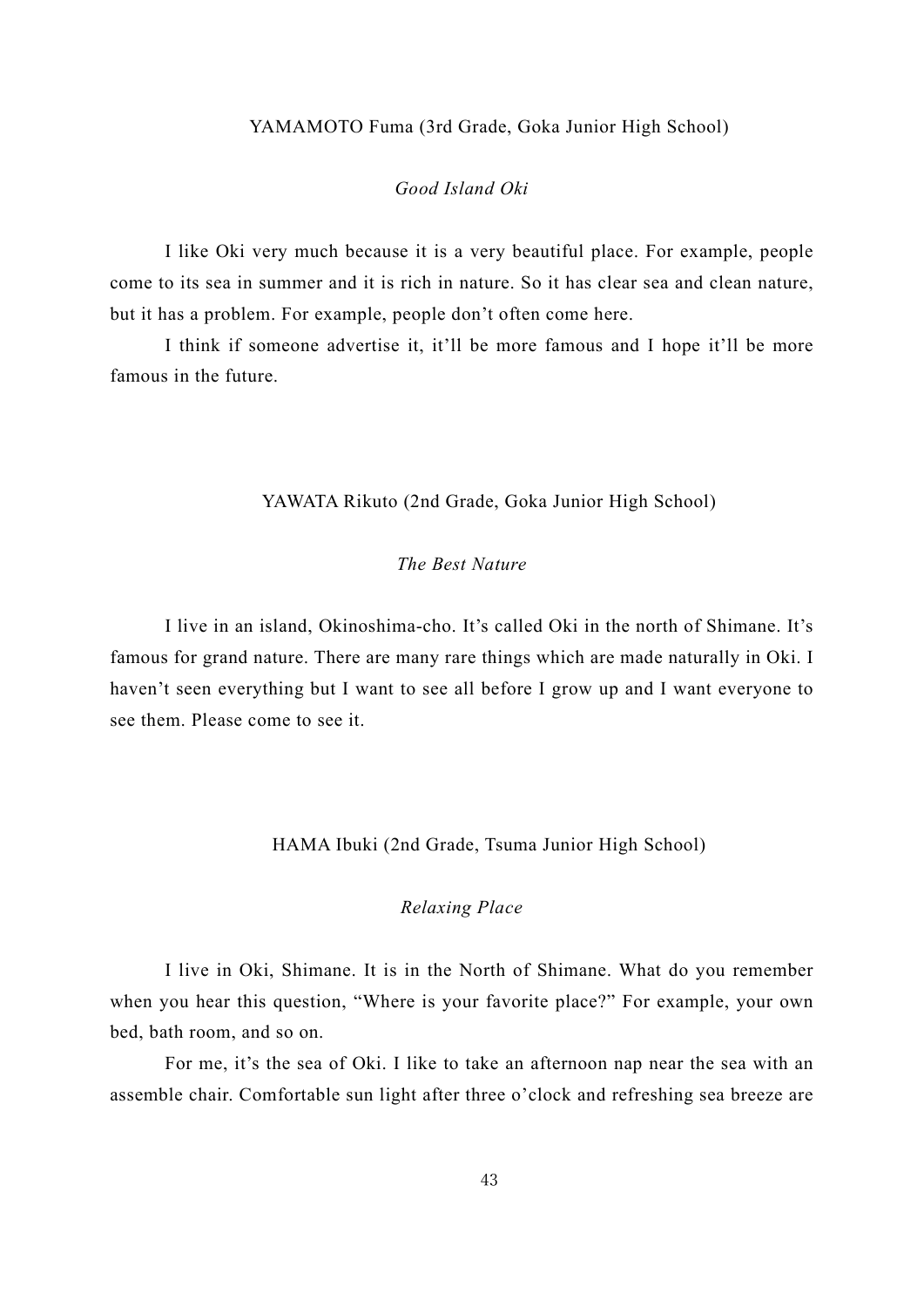YAMAMOTO Fuma (3rd Grade, Goka Junior High School)

*Good Island Oki*

I like Oki very much because it is a very beautiful place. For example, people come to its sea in summer and it is rich in nature. So it has clear sea and clean nature, but it has a problem. For example, people don't often come here.

I think if someone advertise it, it'll be more famous and I hope it'll be more famous in the future.

YAWATA Rikuto (2nd Grade, Goka Junior High School)

*The Best Nature*

I live in an island, Okinoshima-cho. It's called Oki in the north of Shimane. It's famous for grand nature. There are many rare things which are made naturally in Oki. I haven't seen everything but I want to see all before I grow up and I want everyone to see them. Please come to see it.

HAMA Ibuki (2nd Grade, Tsuma Junior High School)

*Relaxing Place*

I live in Oki, Shimane. It is in the North of Shimane. What do you remember when you hear this question, "Where is your favorite place?" For example, your own bed, bath room, and so on.

For me, it's the sea of Oki. I like to take an afternoon nap near the sea with an assemble chair. Comfortable sun light after three o'clock and refreshing sea breeze are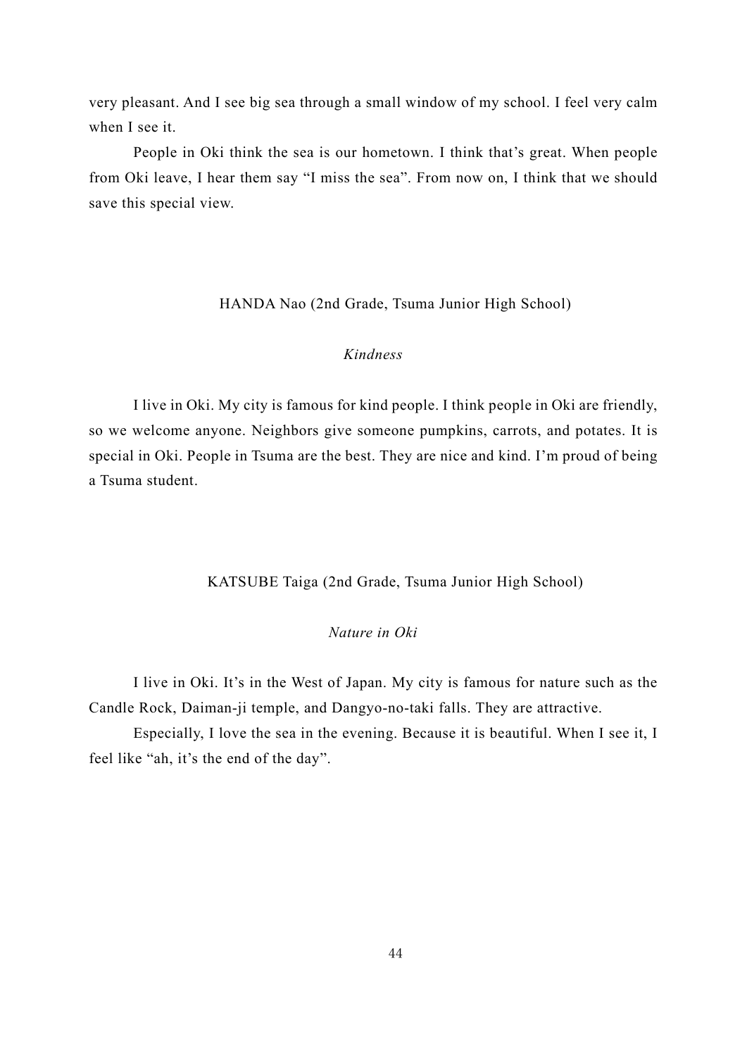very pleasant. And I see big sea through a small window of my school. I feel very calm when I see it.

People in Oki think the sea is our hometown. I think that's great. When people from Oki leave, I hear them say "I miss the sea". From now on, I think that we should save this special view.

HANDA Nao (2nd Grade, Tsuma Junior High School)

*Kindness*

I live in Oki. My city is famous for kind people. I think people in Oki are friendly, so we welcome anyone. Neighbors give someone pumpkins, carrots, and potates. It is special in Oki. People in Tsuma are the best. They are nice and kind. I'm proud of being a Tsuma student.

KATSUBE Taiga (2nd Grade, Tsuma Junior High School)

*Nature in Oki*

I live in Oki. It's in the West of Japan. My city is famous for nature such as the Candle Rock, Daiman-ji temple, and Dangyo-no-taki falls. They are attractive.

Especially, I love the sea in the evening. Because it is beautiful. When I see it, I feel like "ah, it's the end of the day".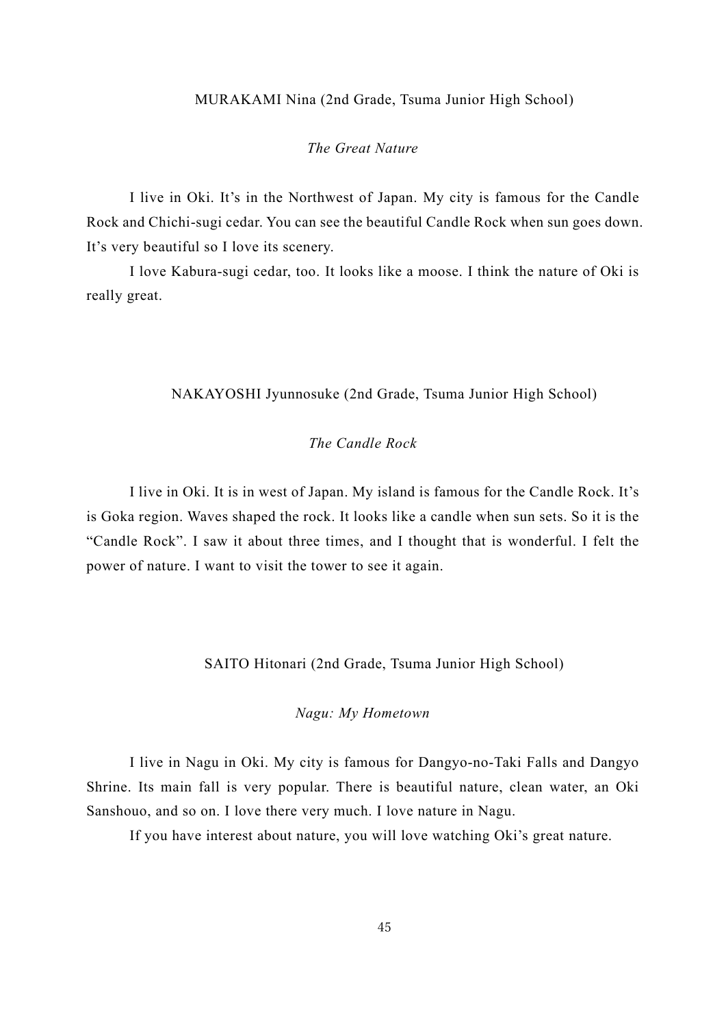MURAKAMI Nina (2nd Grade, Tsuma Junior High School)

## *The Great Nature*

I live in Oki. It's in the Northwest of Japan. My city is famous for the Candle Rock and Chichi-sugi cedar. You can see the beautiful Candle Rock when sun goes down. It's very beautiful so I love its scenery.

I love Kabura-sugi cedar, too. It looks like a moose. I think the nature of Oki is really great.

NAKAYOSHI Jyunnosuke (2nd Grade, Tsuma Junior High School)

## *The Candle Rock*

I live in Oki. It is in west of Japan. My island is famous for the Candle Rock. It's is Goka region. Waves shaped the rock. It looks like a candle when sun sets. So it is the "Candle Rock". I saw it about three times, and I thought that is wonderful. I felt the power of nature. I want to visit the tower to see it again.

SAITO Hitonari (2nd Grade, Tsuma Junior High School)

## *Nagu: My Hometown*

I live in Nagu in Oki. My city is famous for Dangyo-no-Taki Falls and Dangyo Shrine. Its main fall is very popular. There is beautiful nature, clean water, an Oki Sanshouo, and so on. I love there very much. I love nature in Nagu.

If you have interest about nature, you will love watching Oki's great nature.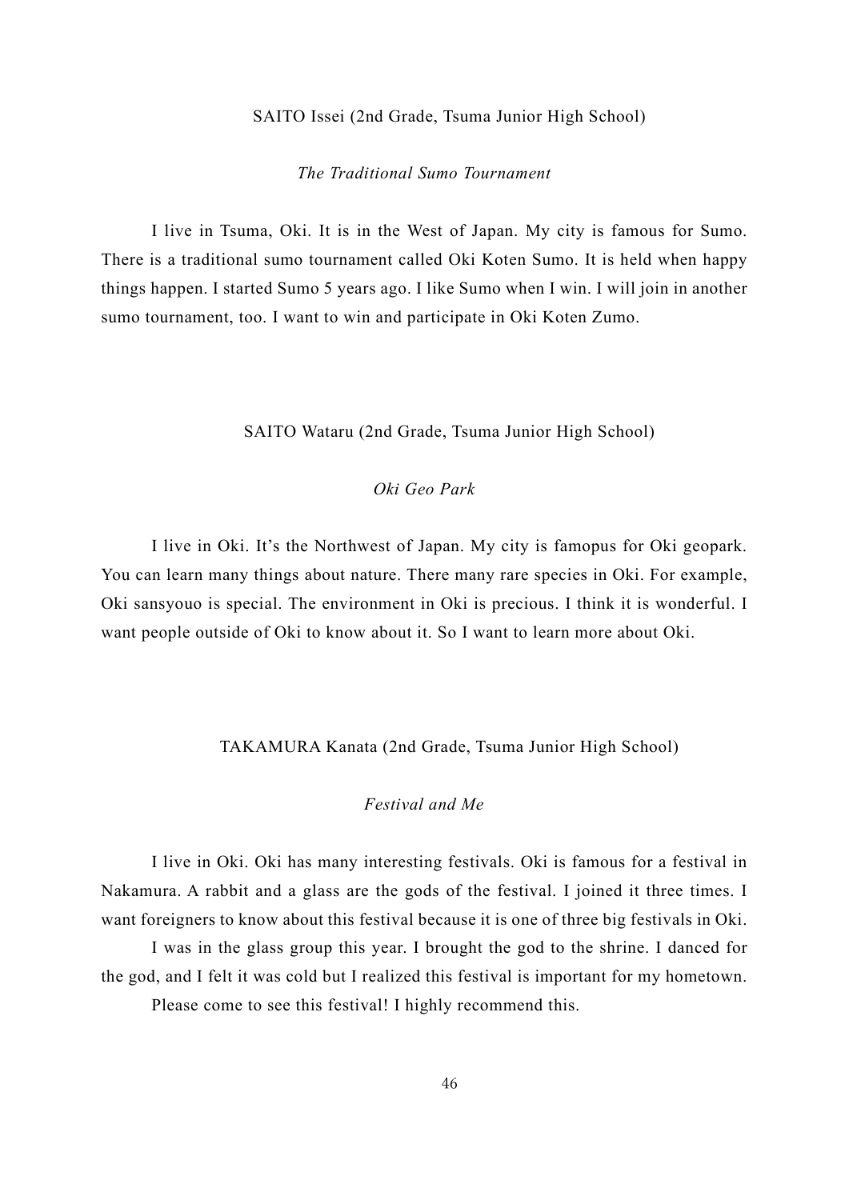SAITO Issei (2nd Grade, Tsuma Junior High School)

*The Traditional Sumo Tournament*

I live in Tsuma, Oki. It is in the West of Japan. My city is famous for Sumo. There is a traditional sumo tournament called Oki Koten Sumo. It is held when happy things happen. I started Sumo 5 years ago. I like Sumo when I win. I will join in another sumo tournament, too. I want to win and participate in Oki Koten Zumo.

SAITO Wataru (2nd Grade, Tsuma Junior High School)

*Oki Geo Park*

I live in Oki. It's the Northwest of Japan. My city is famopus for Oki geopark. You can learn many things about nature. There many rare species in Oki. For example, Oki sansyouo is special. The environment in Oki is precious. I think it is wonderful. I want people outside of Oki to know about it. So I want to learn more about Oki.

TAKAMURA Kanata (2nd Grade, Tsuma Junior High School)

*Festival and Me*

I live in Oki. Oki has many interesting festivals. Oki is famous for a festival in Nakamura. A rabbit and a glass are the gods of the festival. I joined it three times. I want foreigners to know about this festival because it is one of three big festivals in Oki.

I was in the glass group this year. I brought the god to the shrine. I danced for the god, and I felt it was cold but I realized this festival is important for my hometown.

Please come to see this festival! I highly recommend this.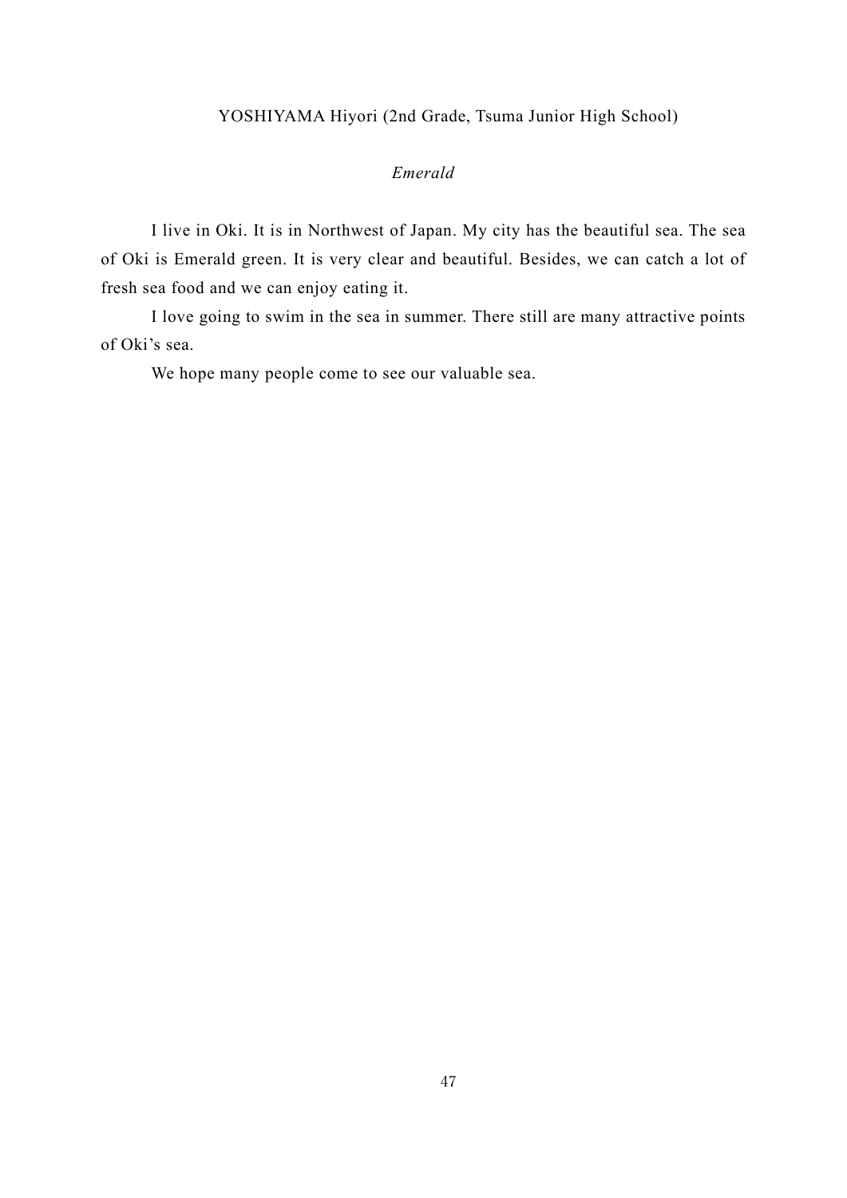YOSHIYAMA Hiyori (2nd Grade, Tsuma Junior High School)

*Emerald*

I live in Oki. It is in Northwest of Japan. My city has the beautiful sea. The sea of Oki is Emerald green. It is very clear and beautiful. Besides, we can catch a lot of fresh sea food and we can enjoy eating it.

I love going to swim in the sea in summer. There still are many attractive points of Oki's sea.

We hope many people come to see our valuable sea.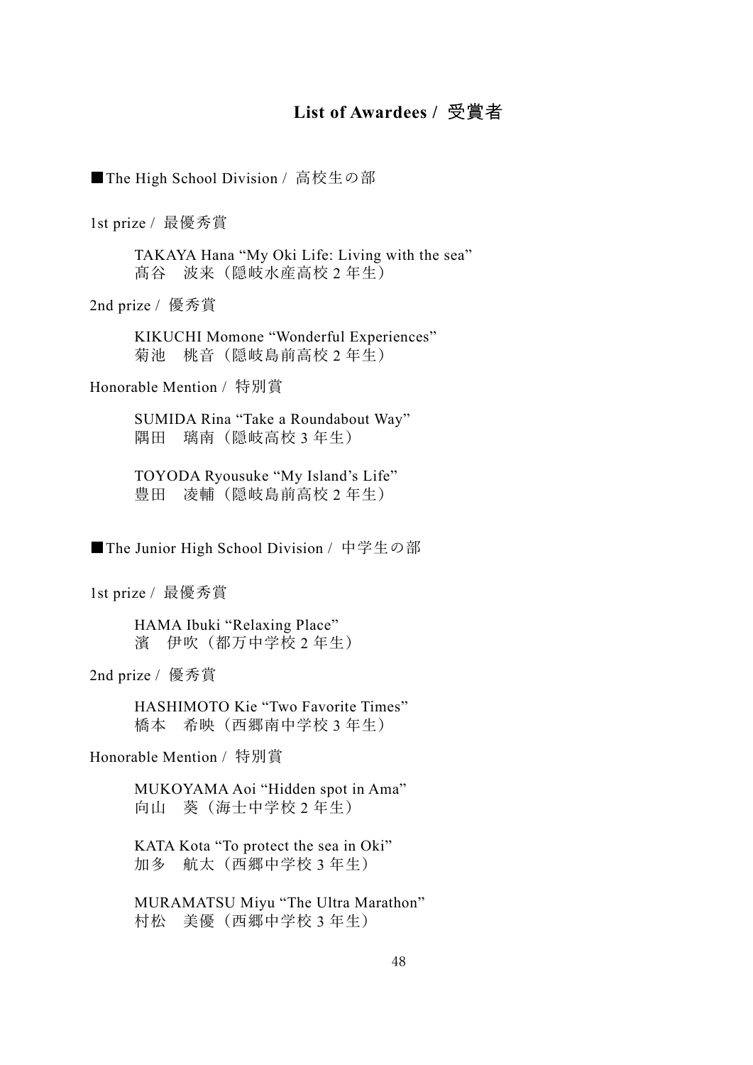# List of Awardees / 受賞者

■The High School Division / 高校生の部

1st prize / 最優秀賞

TAKAYA Hana “My Oki Life: Living with the sea”
髙谷　波来（隠岐水産高校 2 年生）

2nd prize / 優秀賞

KIKUCHI Momone “Wonderful Experiences”
菊池　桃音（隠岐島前高校 2 年生）

Honorable Mention / 特別賞

SUMIDA Rina “Take a Roundabout Way”
隅田　璃南（隠岐高校 3 年生）

TOYODA Ryousuke “My Island’s Life”
豊田　凌輔（隠岐島前高校 2 年生）

■The Junior High School Division / 中学生の部

1st prize / 最優秀賞

HAMA Ibuki “Relaxing Place”
濱　伊吹（都万中学校 2 年生）

2nd prize / 優秀賞

HASHIMOTO Kie “Two Favorite Times”
橋本　希映（西郷南中学校 3 年生）

Honorable Mention / 特別賞

MUKOYAMA Aoi “Hidden spot in Ama”
向山　葵（海士中学校 2 年生）

KATA Kota “To protect the sea in Oki”
加多　航太（西郷中学校 3 年生）

MURAMATSU Miyu “The Ultra Marathon”
村松　美優（西郷中学校 3 年生）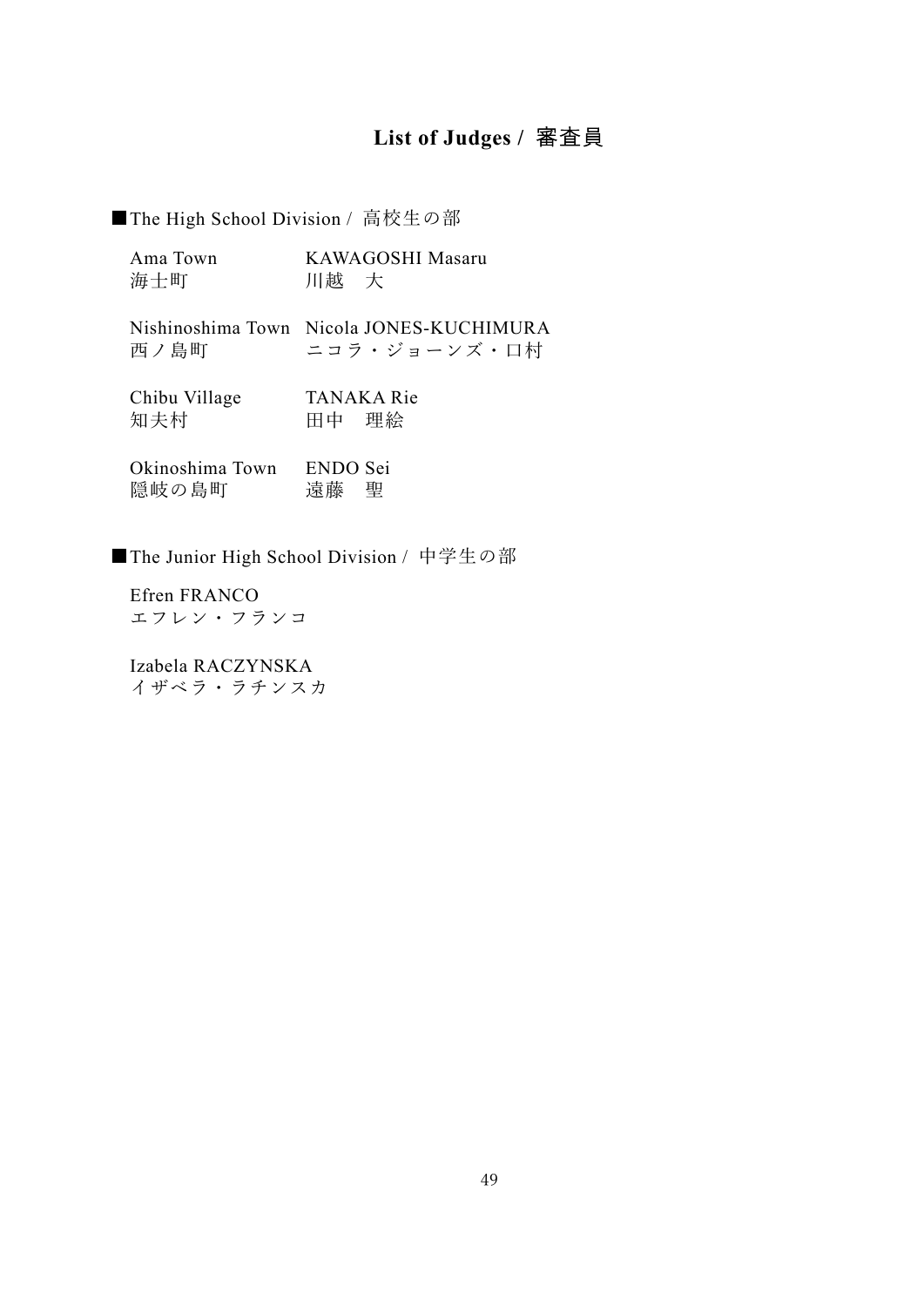## List of Judges / 審査員

■The High School Division / 高校生の部

Ama Town　KAWAGOSHI Masaru
海士町　川越　大

Nishinoshima Town　Nicola JONES-KUCHIMURA
西ノ島町　ニコラ・ジョーンズ・口村

Chibu Village　TANAKA Rie
知夫村　田中　理絵

Okinoshima Town　ENDO Sei
隠岐の島町　遠藤　聖

■The Junior High School Division / 中学生の部

Efren FRANCO
エフレン・フランコ

Izabela RACZYNSKA
イザベラ・ラチンスカ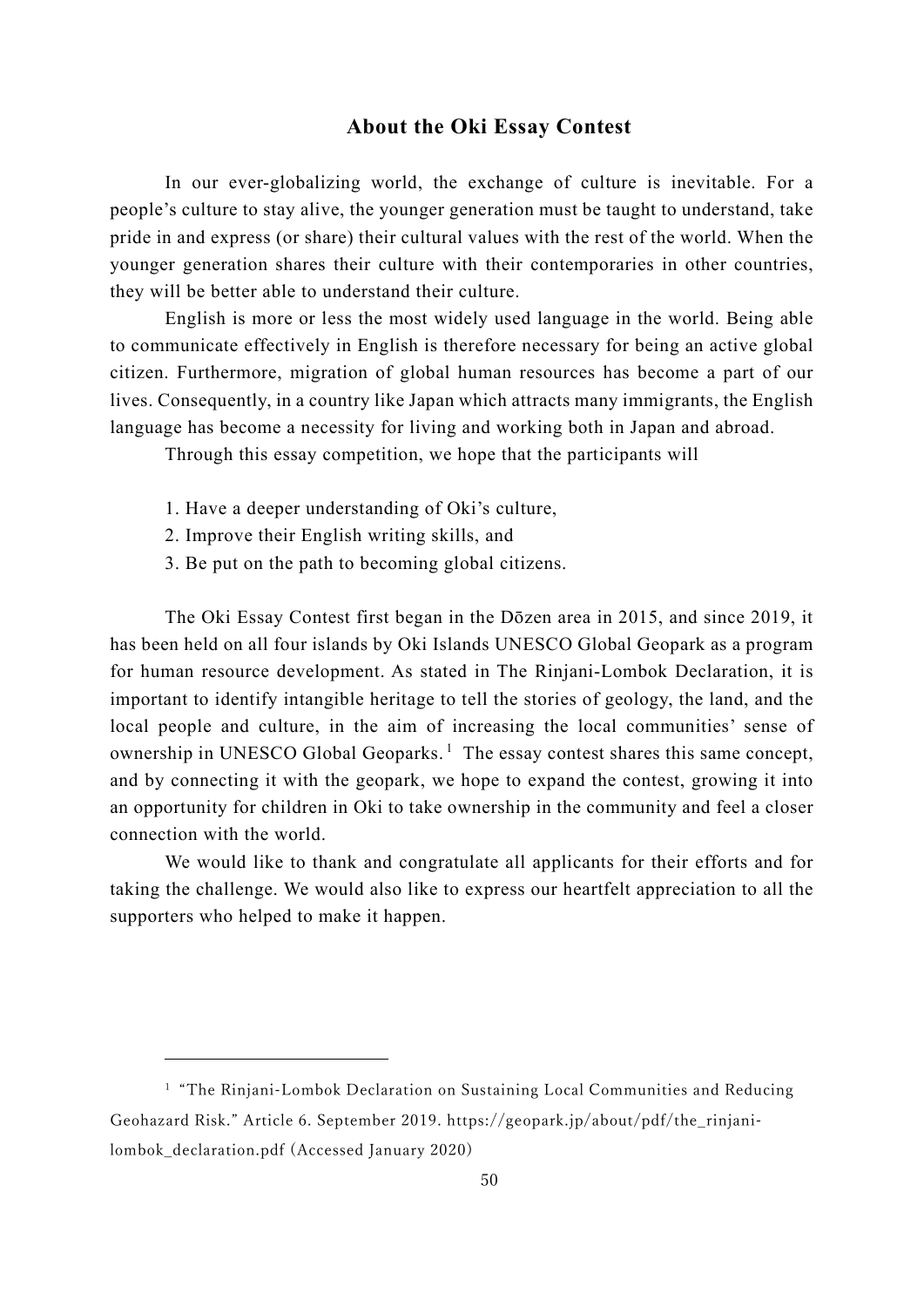## About the Oki Essay Contest

In our ever-globalizing world, the exchange of culture is inevitable. For a people's culture to stay alive, the younger generation must be taught to understand, take pride in and express (or share) their cultural values with the rest of the world. When the younger generation shares their culture with their contemporaries in other countries, they will be better able to understand their culture.

English is more or less the most widely used language in the world. Being able to communicate effectively in English is therefore necessary for being an active global citizen. Furthermore, migration of global human resources has become a part of our lives. Consequently, in a country like Japan which attracts many immigrants, the English language has become a necessity for living and working both in Japan and abroad.

Through this essay competition, we hope that the participants will

1. Have a deeper understanding of Oki's culture,
2. Improve their English writing skills, and
3. Be put on the path to becoming global citizens.

The Oki Essay Contest first began in the Dōzen area in 2015, and since 2019, it has been held on all four islands by Oki Islands UNESCO Global Geopark as a program for human resource development. As stated in The Rinjani-Lombok Declaration, it is important to identify intangible heritage to tell the stories of geology, the land, and the local people and culture, in the aim of increasing the local communities' sense of ownership in UNESCO Global Geoparks.[1] The essay contest shares this same concept, and by connecting it with the geopark, we hope to expand the contest, growing it into an opportunity for children in Oki to take ownership in the community and feel a closer connection with the world.

We would like to thank and congratulate all applicants for their efforts and for taking the challenge. We would also like to express our heartfelt appreciation to all the supporters who helped to make it happen.

---

[1] "The Rinjani-Lombok Declaration on Sustaining Local Communities and Reducing Geohazard Risk." Article 6. September 2019. https://geopark.jp/about/pdf/the_rinjani-lombok_declaration.pdf (Accessed January 2020)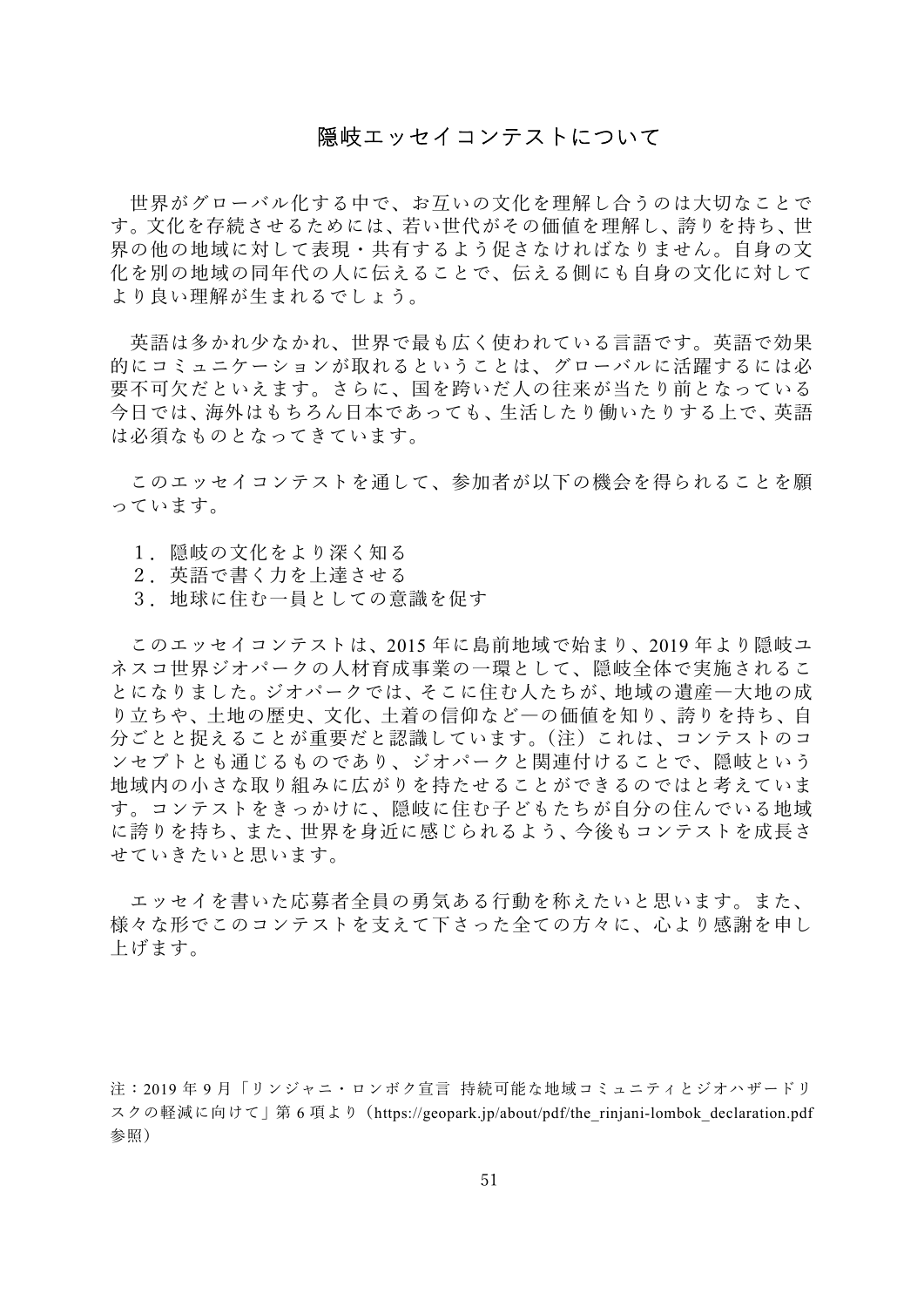# 隠岐エッセイコンテストについて

世界がグローバル化する中で、お互いの文化を理解し合うのは大切なことです。文化を存続させるためには、若い世代がその価値を理解し、誇りを持ち、世界の他の地域に対して表現・共有するよう促さなければなりません。自身の文化を別の地域の同年代の人に伝えることで、伝える側にも自身の文化に対してより良い理解が生まれるでしょう。

英語は多かれ少なかれ、世界で最も広く使われている言語です。英語で効果的にコミュニケーションが取れるということは、グローバルに活躍するには必要不可欠だといえます。さらに、国を跨いだ人の往来が当たり前となっている今日では、海外はもちろん日本であっても、生活したり働いたりする上で、英語は必須なものとなってきています。

このエッセイコンテストを通して、参加者が以下の機会を得られることを願っています。

１．隠岐の文化をより深く知る
２．英語で書く力を上達させる
３．地球に住む一員としての意識を促す

このエッセイコンテストは、2015 年に島前地域で始まり、2019 年より隠岐ユネスコ世界ジオパークの人材育成事業の一環として、隠岐全体で実施されることになりました。ジオパークでは、そこに住む人たちが、地域の遺産―大地の成り立ちや、土地の歴史、文化、土着の信仰など―の価値を知り、誇りを持ち、自分ごとと捉えることが重要だと認識しています。（注）これは、コンテストのコンセプトとも通じるものであり、ジオパークと関連付けることで、隠岐という地域内の小さな取り組みに広がりを持たせることができるのではと考えています。コンテストをきっかけに、隠岐に住む子どもたちが自分の住んでいる地域に誇りを持ち、また、世界を身近に感じられるよう、今後もコンテストを成長させていきたいと思います。

エッセイを書いた応募者全員の勇気ある行動を称えたいと思います。また、様々な形でこのコンテストを支えて下さった全ての方々に、心より感謝を申し上げます。

注：2019 年 9 月「リンジャニ・ロンボク宣言 持続可能な地域コミュニティとジオハザードリスクの軽減に向けて」第 6 項より（https://geopark.jp/about/pdf/the_rinjani-lombok_declaration.pdf 参照）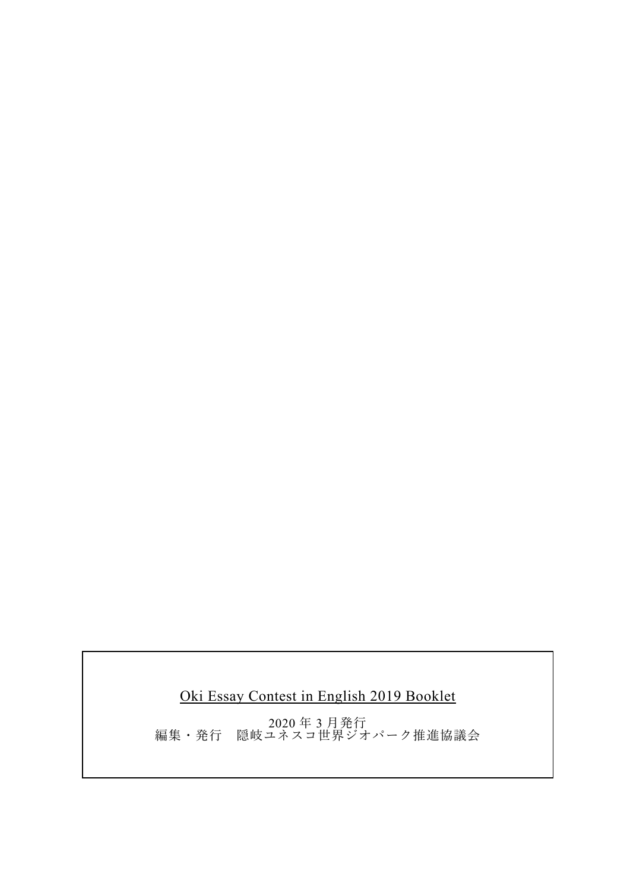Oki Essay Contest in English 2019 Booklet

2020 年 3 月発行
編集・発行　隠岐ユネスコ世界ジオパーク推進協議会